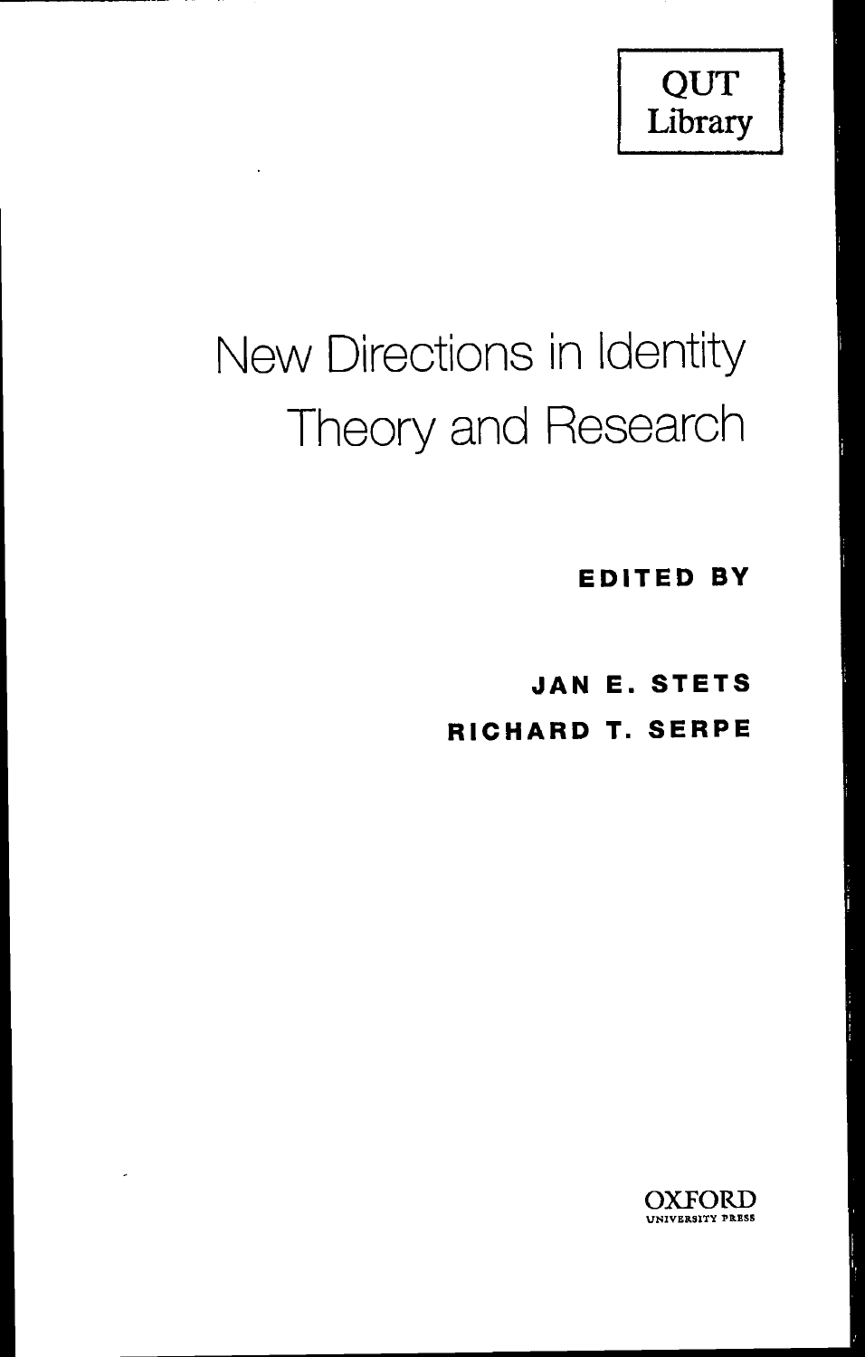QUT Library

# New Directions in Identity Theory and Research

**EDITED BY**

**JAN E. STETS**

**RICHARD T. SERPE**

OXFORD UNIVERSITY PRESS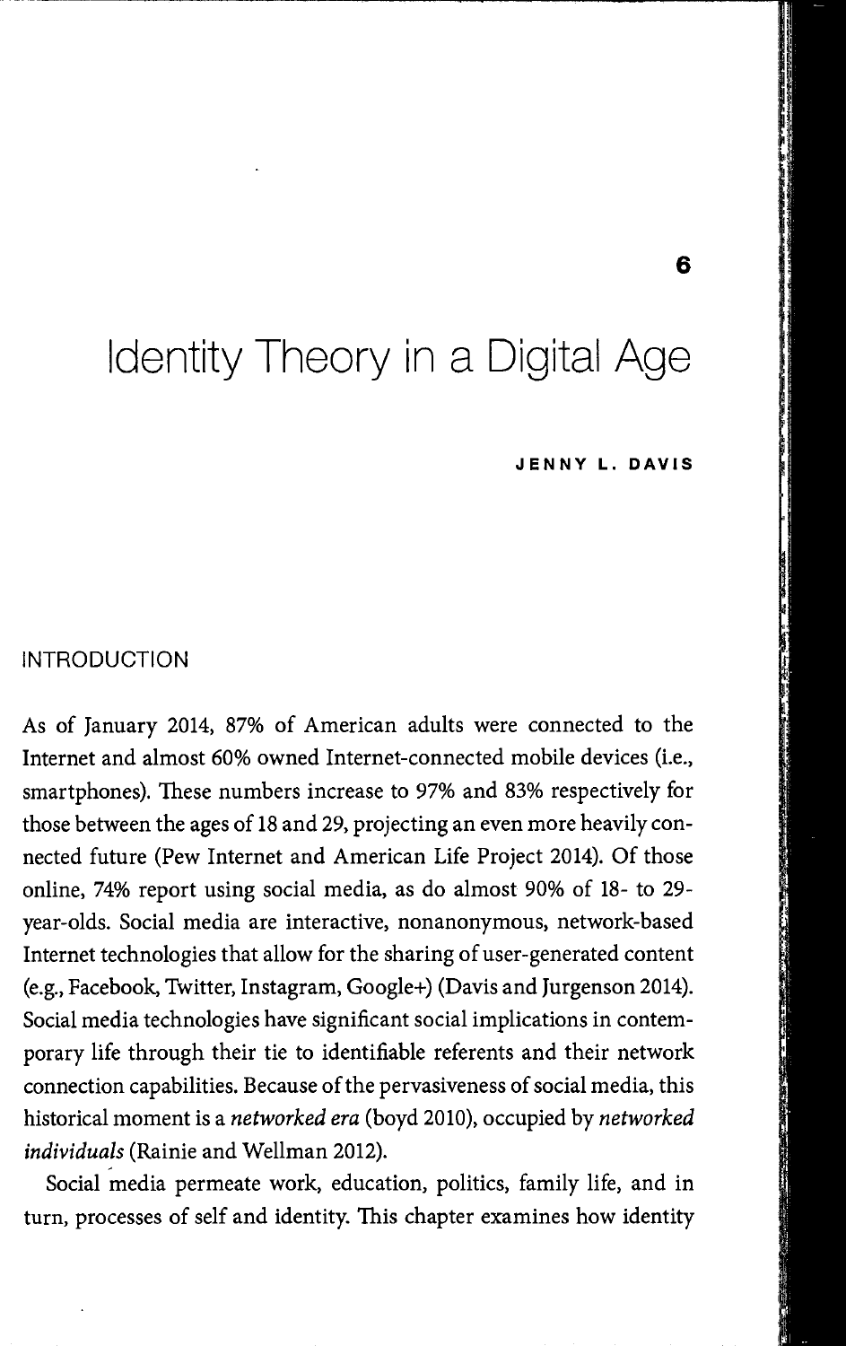# 6

# Identity Theory in a Digital Age

**JENNY L. DAVIS**

## INTRODUCTION

As of January 2014, 87% of American adults were connected to the Internet and almost 60% owned Internet-connected mobile devices (i.e., smartphones). These numbers increase to 97% and 83% respectively for those between the ages of 18 and 29, projecting an even more heavily connected future (Pew Internet and American Life Project 2014). Of those online, 74% report using social media, as do almost 90% of 18- to 29-year-olds. Social media are interactive, nonanonymous, network-based Internet technologies that allow for the sharing of user-generated content (e.g., Facebook, Twitter, Instagram, Google+) (Davis and Jurgenson 2014). Social media technologies have significant social implications in contemporary life through their tie to identifiable referents and their network connection capabilities. Because of the pervasiveness of social media, this historical moment is a *networked era* (boyd 2010), occupied by *networked individuals* (Rainie and Wellman 2012).

Social media permeate work, education, politics, family life, and in turn, processes of self and identity. This chapter examines how identity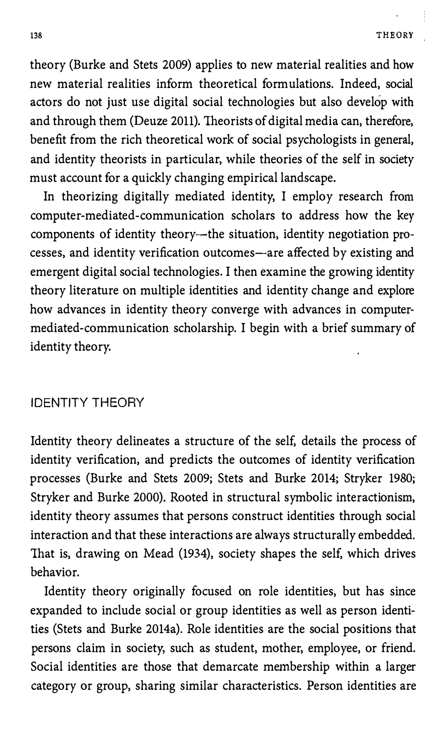theory (Burke and Stets 2009) applies to new material realities and how new material realities inform theoretical formulations. Indeed, social actors do not just use digital social technologies but also develop with and through them (Deuze 2011). Theorists of digital media can, therefore, benefit from the rich theoretical work of social psychologists in general, and identity theorists in particular, while theories of the self in society must account for a quickly changing empirical landscape.

In theorizing digitally mediated identity, I employ research from computer-mediated-communication scholars to address how the key components of identity theory—the situation, identity negotiation processes, and identity verification outcomes—are affected by existing and emergent digital social technologies. I then examine the growing identity theory literature on multiple identities and identity change and explore how advances in identity theory converge with advances in computer-mediated-communication scholarship. I begin with a brief summary of identity theory.

## IDENTITY THEORY

Identity theory delineates a structure of the self, details the process of identity verification, and predicts the outcomes of identity verification processes (Burke and Stets 2009; Stets and Burke 2014; Stryker 1980; Stryker and Burke 2000). Rooted in structural symbolic interactionism, identity theory assumes that persons construct identities through social interaction and that these interactions are always structurally embedded. That is, drawing on Mead (1934), society shapes the self, which drives behavior.

Identity theory originally focused on role identities, but has since expanded to include social or group identities as well as person identities (Stets and Burke 2014a). Role identities are the social positions that persons claim in society, such as student, mother, employee, or friend. Social identities are those that demarcate membership within a larger category or group, sharing similar characteristics. Person identities are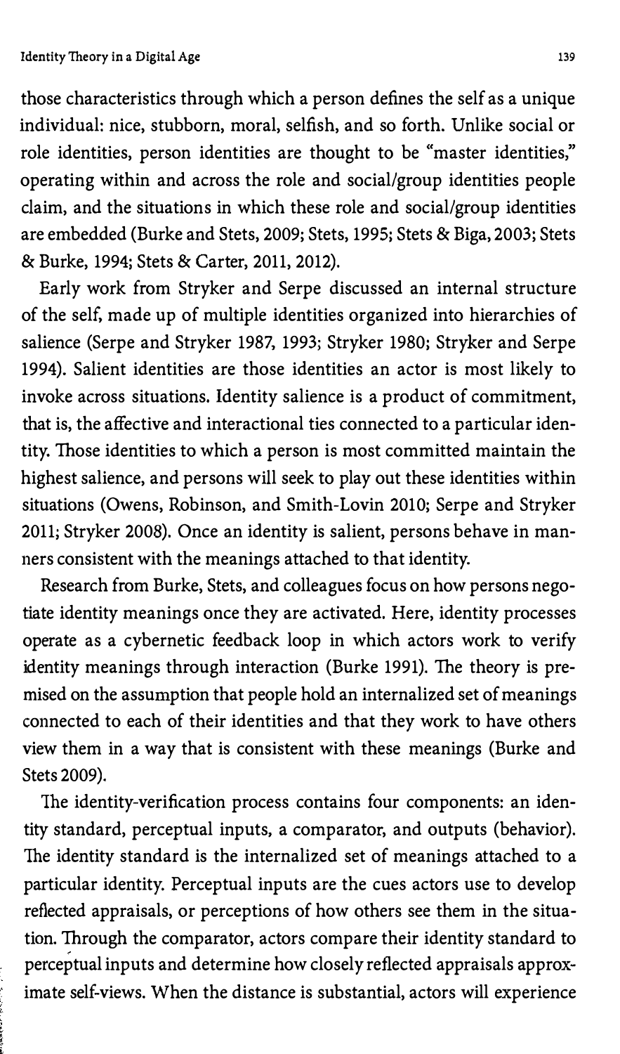those characteristics through which a person defines the self as a unique individual: nice, stubborn, moral, selfish, and so forth. Unlike social or role identities, person identities are thought to be "master identities," operating within and across the role and social/group identities people claim, and the situations in which these role and social/group identities are embedded (Burke and Stets, 2009; Stets, 1995; Stets & Biga, 2003; Stets & Burke, 1994; Stets & Carter, 2011, 2012).

Early work from Stryker and Serpe discussed an internal structure of the self, made up of multiple identities organized into hierarchies of salience (Serpe and Stryker 1987, 1993; Stryker 1980; Stryker and Serpe 1994). Salient identities are those identities an actor is most likely to invoke across situations. Identity salience is a product of commitment, that is, the affective and interactional ties connected to a particular identity. Those identities to which a person is most committed maintain the highest salience, and persons will seek to play out these identities within situations (Owens, Robinson, and Smith-Lovin 2010; Serpe and Stryker 2011; Stryker 2008). Once an identity is salient, persons behave in manners consistent with the meanings attached to that identity.

Research from Burke, Stets, and colleagues focus on how persons negotiate identity meanings once they are activated. Here, identity processes operate as a cybernetic feedback loop in which actors work to verify identity meanings through interaction (Burke 1991). The theory is premised on the assumption that people hold an internalized set of meanings connected to each of their identities and that they work to have others view them in a way that is consistent with these meanings (Burke and Stets 2009).

The identity-verification process contains four components: an identity standard, perceptual inputs, a comparator, and outputs (behavior). The identity standard is the internalized set of meanings attached to a particular identity. Perceptual inputs are the cues actors use to develop reflected appraisals, or perceptions of how others see them in the situation. Through the comparator, actors compare their identity standard to perceptual inputs and determine how closely reflected appraisals approximate self-views. When the distance is substantial, actors will experience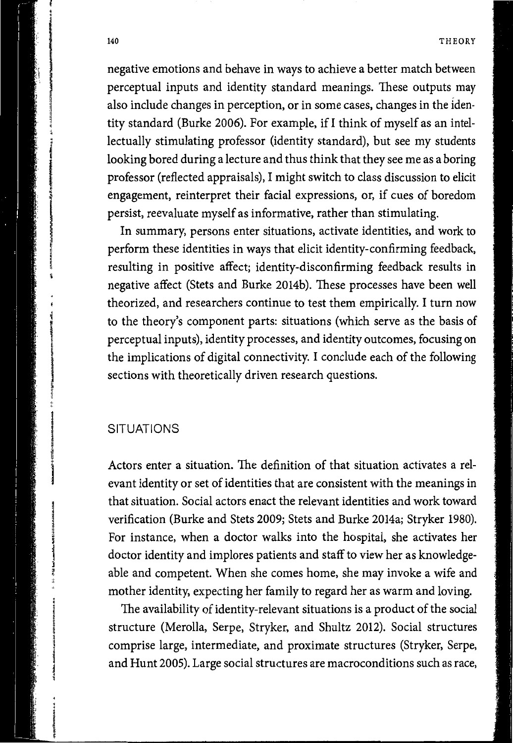negative emotions and behave in ways to achieve a better match between perceptual inputs and identity standard meanings. These outputs may also include changes in perception, or in some cases, changes in the identity standard (Burke 2006). For example, if I think of myself as an intellectually stimulating professor (identity standard), but see my students looking bored during a lecture and thus think that they see me as a boring professor (reflected appraisals), I might switch to class discussion to elicit engagement, reinterpret their facial expressions, or, if cues of boredom persist, reevaluate myself as informative, rather than stimulating.

In summary, persons enter situations, activate identities, and work to perform these identities in ways that elicit identity-confirming feedback, resulting in positive affect; identity-disconfirming feedback results in negative affect (Stets and Burke 2014b). These processes have been well theorized, and researchers continue to test them empirically. I turn now to the theory's component parts: situations (which serve as the basis of perceptual inputs), identity processes, and identity outcomes, focusing on the implications of digital connectivity. I conclude each of the following sections with theoretically driven research questions.

## SITUATIONS

Actors enter a situation. The definition of that situation activates a relevant identity or set of identities that are consistent with the meanings in that situation. Social actors enact the relevant identities and work toward verification (Burke and Stets 2009; Stets and Burke 2014a; Stryker 1980). For instance, when a doctor walks into the hospital, she activates her doctor identity and implores patients and staff to view her as knowledgeable and competent. When she comes home, she may invoke a wife and mother identity, expecting her family to regard her as warm and loving.

The availability of identity-relevant situations is a product of the social structure (Merolla, Serpe, Stryker, and Shultz 2012). Social structures comprise large, intermediate, and proximate structures (Stryker, Serpe, and Hunt 2005). Large social structures are macroconditions such as race,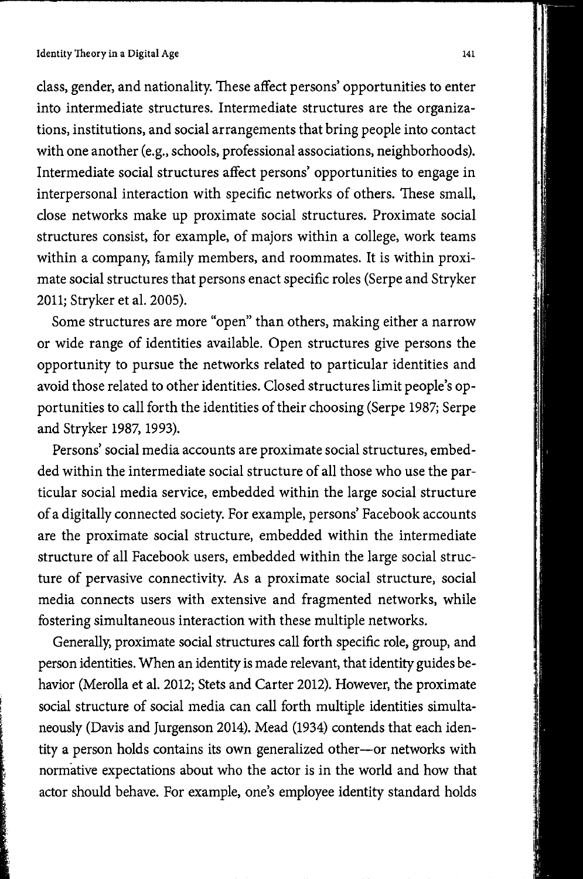class, gender, and nationality. These affect persons' opportunities to enter into intermediate structures. Intermediate structures are the organizations, institutions, and social arrangements that bring people into contact with one another (e.g., schools, professional associations, neighborhoods). Intermediate social structures affect persons' opportunities to engage in interpersonal interaction with specific networks of others. These small, close networks make up proximate social structures. Proximate social structures consist, for example, of majors within a college, work teams within a company, family members, and roommates. It is within proximate social structures that persons enact specific roles (Serpe and Stryker 2011; Stryker et al. 2005).

Some structures are more "open" than others, making either a narrow or wide range of identities available. Open structures give persons the opportunity to pursue the networks related to particular identities and avoid those related to other identities. Closed structures limit people's opportunities to call forth the identities of their choosing (Serpe 1987; Serpe and Stryker 1987, 1993).

Persons' social media accounts are proximate social structures, embedded within the intermediate social structure of all those who use the particular social media service, embedded within the large social structure of a digitally connected society. For example, persons' Facebook accounts are the proximate social structure, embedded within the intermediate structure of all Facebook users, embedded within the large social structure of pervasive connectivity. As a proximate social structure, social media connects users with extensive and fragmented networks, while fostering simultaneous interaction with these multiple networks.

Generally, proximate social structures call forth specific role, group, and person identities. When an identity is made relevant, that identity guides behavior (Merolla et al. 2012; Stets and Carter 2012). However, the proximate social structure of social media can call forth multiple identities simultaneously (Davis and Jurgenson 2014). Mead (1934) contends that each identity a person holds contains its own generalized other—or networks with normative expectations about who the actor is in the world and how that actor should behave. For example, one's employee identity standard holds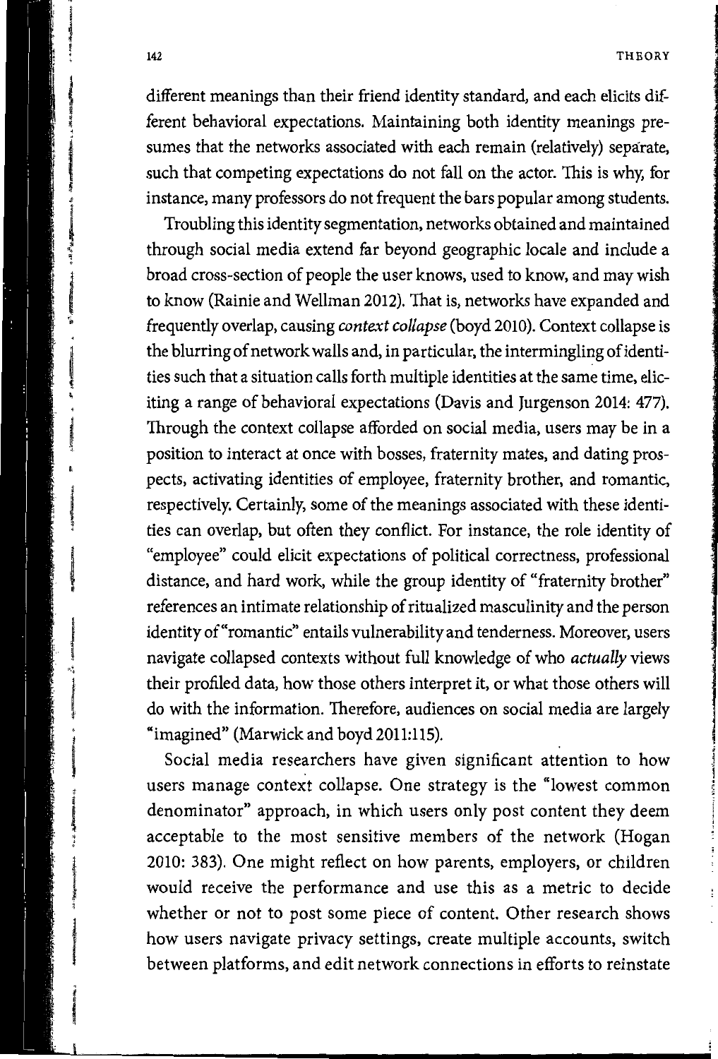different meanings than their friend identity standard, and each elicits different behavioral expectations. Maintaining both identity meanings presumes that the networks associated with each remain (relatively) separate, such that competing expectations do not fall on the actor. This is why, for instance, many professors do not frequent the bars popular among students.

Troubling this identity segmentation, networks obtained and maintained through social media extend far beyond geographic locale and include a broad cross-section of people the user knows, used to know, and may wish to know (Rainie and Wellman 2012). That is, networks have expanded and frequently overlap, causing *context collapse* (boyd 2010). Context collapse is the blurring of network walls and, in particular, the intermingling of identities such that a situation calls forth multiple identities at the same time, eliciting a range of behavioral expectations (Davis and Jurgenson 2014: 477). Through the context collapse afforded on social media, users may be in a position to interact at once with bosses, fraternity mates, and dating prospects, activating identities of employee, fraternity brother, and romantic, respectively. Certainly, some of the meanings associated with these identities can overlap, but often they conflict. For instance, the role identity of "employee" could elicit expectations of political correctness, professional distance, and hard work, while the group identity of "fraternity brother" references an intimate relationship of ritualized masculinity and the person identity of "romantic" entails vulnerability and tenderness. Moreover, users navigate collapsed contexts without full knowledge of who *actually* views their profiled data, how those others interpret it, or what those others will do with the information. Therefore, audiences on social media are largely "imagined" (Marwick and boyd 2011:115).

Social media researchers have given significant attention to how users manage context collapse. One strategy is the "lowest common denominator" approach, in which users only post content they deem acceptable to the most sensitive members of the network (Hogan 2010: 383). One might reflect on how parents, employers, or children would receive the performance and use this as a metric to decide whether or not to post some piece of content. Other research shows how users navigate privacy settings, create multiple accounts, switch between platforms, and edit network connections in efforts to reinstate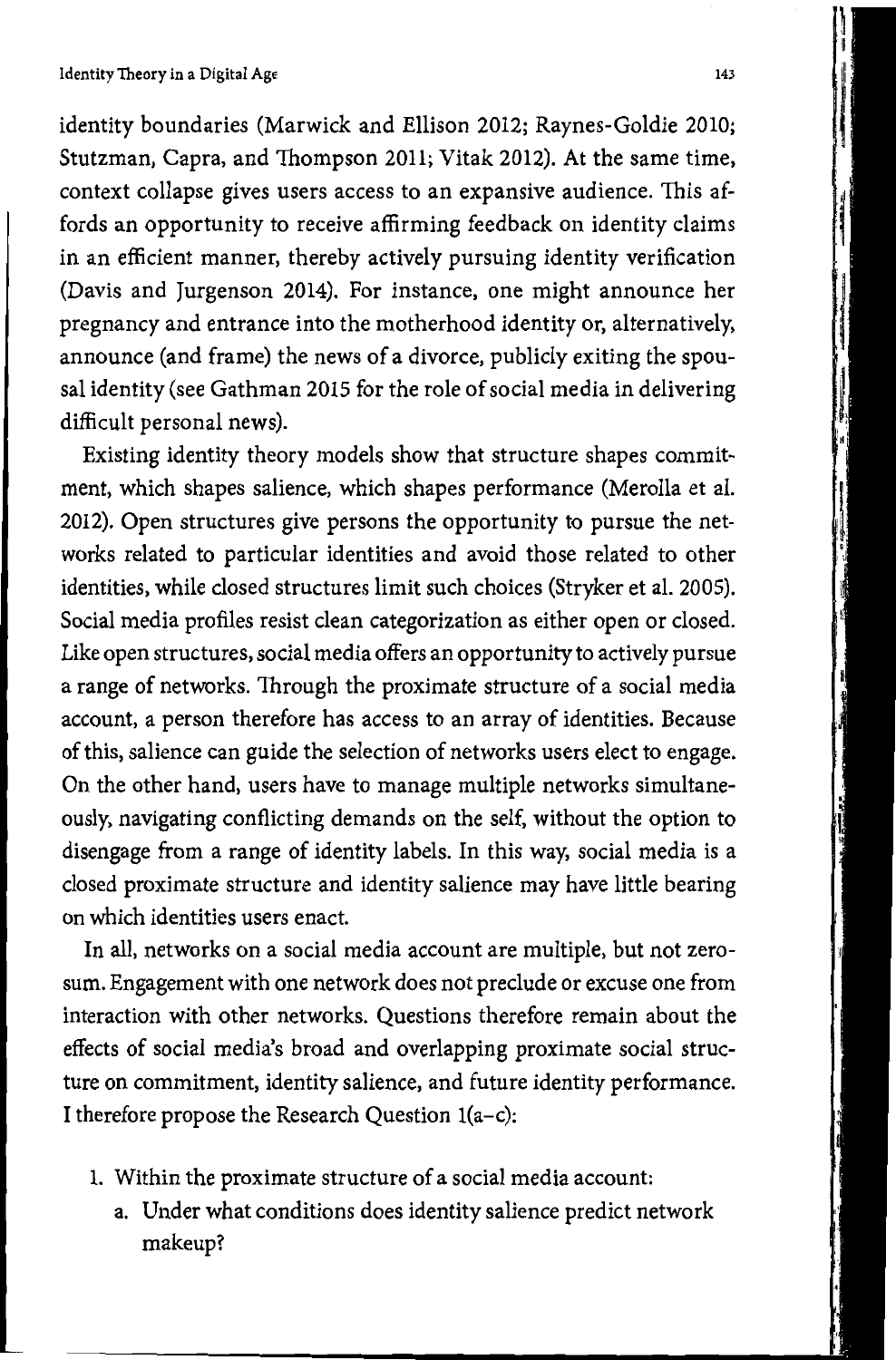identity boundaries (Marwick and Ellison 2012; Raynes-Goldie 2010; Stutzman, Capra, and Thompson 2011; Vitak 2012). At the same time, context collapse gives users access to an expansive audience. This affords an opportunity to receive affirming feedback on identity claims in an efficient manner, thereby actively pursuing identity verification (Davis and Jurgenson 2014). For instance, one might announce her pregnancy and entrance into the motherhood identity or, alternatively, announce (and frame) the news of a divorce, publicly exiting the spousal identity (see Gathman 2015 for the role of social media in delivering difficult personal news).

Existing identity theory models show that structure shapes commitment, which shapes salience, which shapes performance (Merolla et al. 2012). Open structures give persons the opportunity to pursue the networks related to particular identities and avoid those related to other identities, while closed structures limit such choices (Stryker et al. 2005). Social media profiles resist clean categorization as either open or closed. Like open structures, social media offers an opportunity to actively pursue a range of networks. Through the proximate structure of a social media account, a person therefore has access to an array of identities. Because of this, salience can guide the selection of networks users elect to engage. On the other hand, users have to manage multiple networks simultaneously, navigating conflicting demands on the self, without the option to disengage from a range of identity labels. In this way, social media is a closed proximate structure and identity salience may have little bearing on which identities users enact.

In all, networks on a social media account are multiple, but not zero-sum. Engagement with one network does not preclude or excuse one from interaction with other networks. Questions therefore remain about the effects of social media's broad and overlapping proximate social structure on commitment, identity salience, and future identity performance. I therefore propose the Research Question 1(a–c):

1. Within the proximate structure of a social media account:
   a. Under what conditions does identity salience predict network makeup?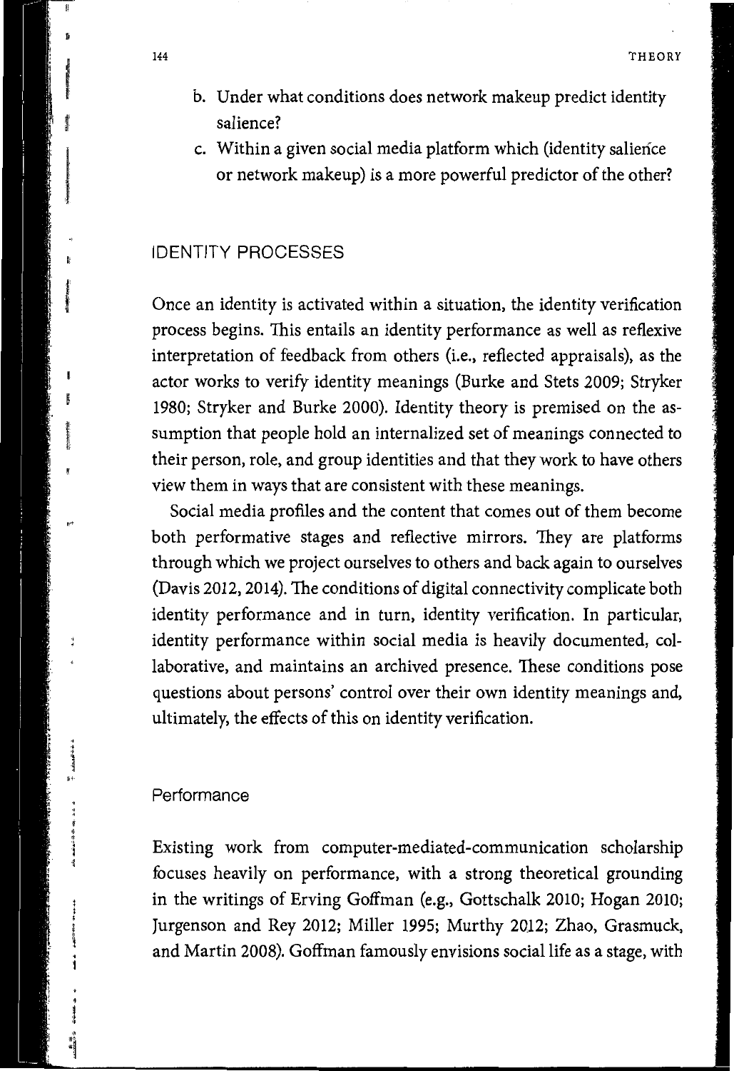b. Under what conditions does network makeup predict identity salience?

c. Within a given social media platform which (identity salience or network makeup) is a more powerful predictor of the other?

## IDENTITY PROCESSES

Once an identity is activated within a situation, the identity verification process begins. This entails an identity performance as well as reflexive interpretation of feedback from others (i.e., reflected appraisals), as the actor works to verify identity meanings (Burke and Stets 2009; Stryker 1980; Stryker and Burke 2000). Identity theory is premised on the assumption that people hold an internalized set of meanings connected to their person, role, and group identities and that they work to have others view them in ways that are consistent with these meanings.

Social media profiles and the content that comes out of them become both performative stages and reflective mirrors. They are platforms through which we project ourselves to others and back again to ourselves (Davis 2012, 2014). The conditions of digital connectivity complicate both identity performance and in turn, identity verification. In particular, identity performance within social media is heavily documented, collaborative, and maintains an archived presence. These conditions pose questions about persons' control over their own identity meanings and, ultimately, the effects of this on identity verification.

### Performance

Existing work from computer-mediated-communication scholarship focuses heavily on performance, with a strong theoretical grounding in the writings of Erving Goffman (e.g., Gottschalk 2010; Hogan 2010; Jurgenson and Rey 2012; Miller 1995; Murthy 2012; Zhao, Grasmuck, and Martin 2008). Goffman famously envisions social life as a stage, with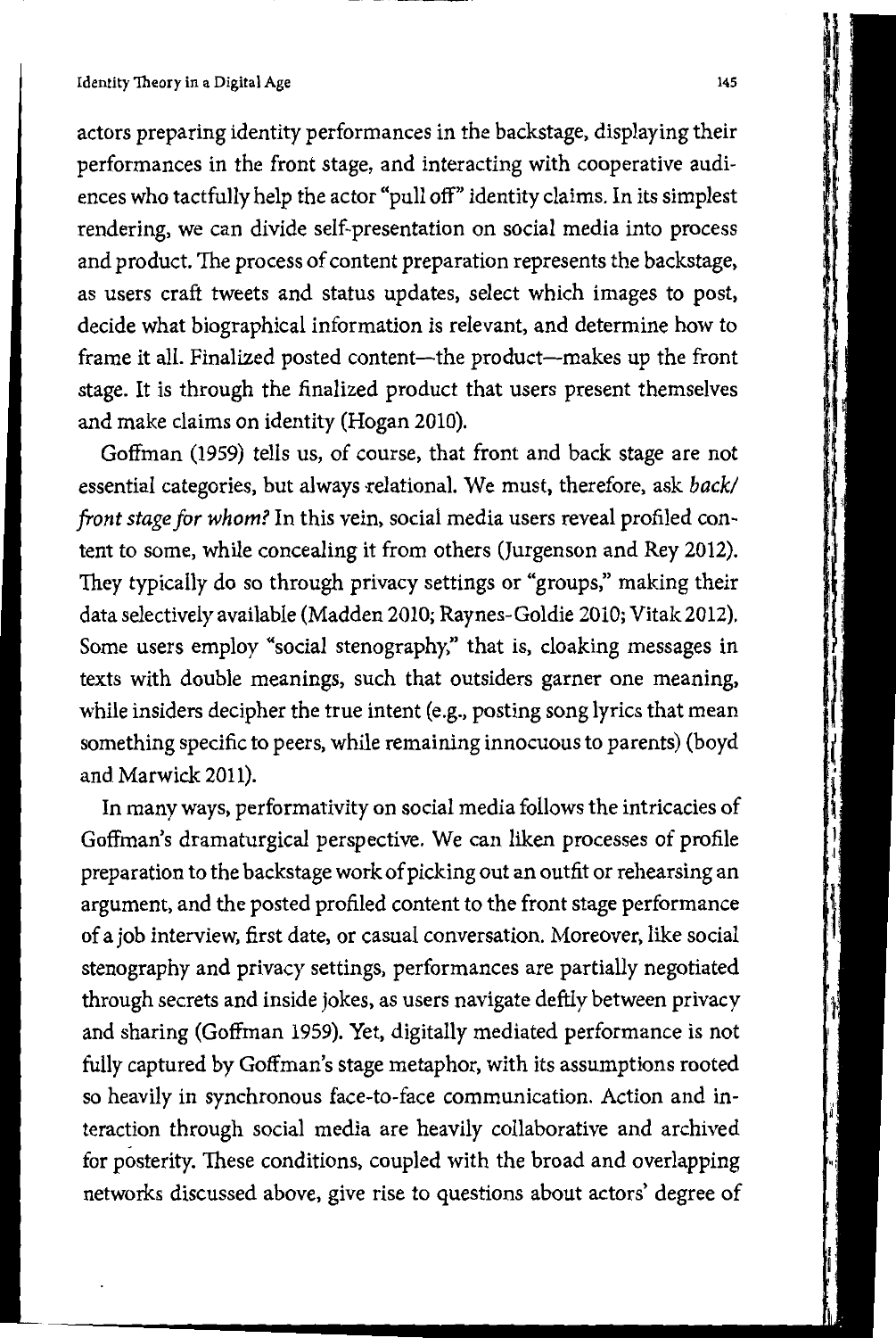actors preparing identity performances in the backstage, displaying their performances in the front stage, and interacting with cooperative audiences who tactfully help the actor "pull off" identity claims. In its simplest rendering, we can divide self-presentation on social media into process and product. The process of content preparation represents the backstage, as users craft tweets and status updates, select which images to post, decide what biographical information is relevant, and determine how to frame it all. Finalized posted content—the product—makes up the front stage. It is through the finalized product that users present themselves and make claims on identity (Hogan 2010).

Goffman (1959) tells us, of course, that front and back stage are not essential categories, but always relational. We must, therefore, ask *back/front stage for whom?* In this vein, social media users reveal profiled content to some, while concealing it from others (Jurgenson and Rey 2012). They typically do so through privacy settings or "groups," making their data selectively available (Madden 2010; Raynes-Goldie 2010; Vitak 2012). Some users employ "social stenography," that is, cloaking messages in texts with double meanings, such that outsiders garner one meaning, while insiders decipher the true intent (e.g., posting song lyrics that mean something specific to peers, while remaining innocuous to parents) (boyd and Marwick 2011).

In many ways, performativity on social media follows the intricacies of Goffman's dramaturgical perspective. We can liken processes of profile preparation to the backstage work of picking out an outfit or rehearsing an argument, and the posted profiled content to the front stage performance of a job interview, first date, or casual conversation. Moreover, like social stenography and privacy settings, performances are partially negotiated through secrets and inside jokes, as users navigate deftly between privacy and sharing (Goffman 1959). Yet, digitally mediated performance is not fully captured by Goffman's stage metaphor, with its assumptions rooted so heavily in synchronous face-to-face communication. Action and interaction through social media are heavily collaborative and archived for posterity. These conditions, coupled with the broad and overlapping networks discussed above, give rise to questions about actors' degree of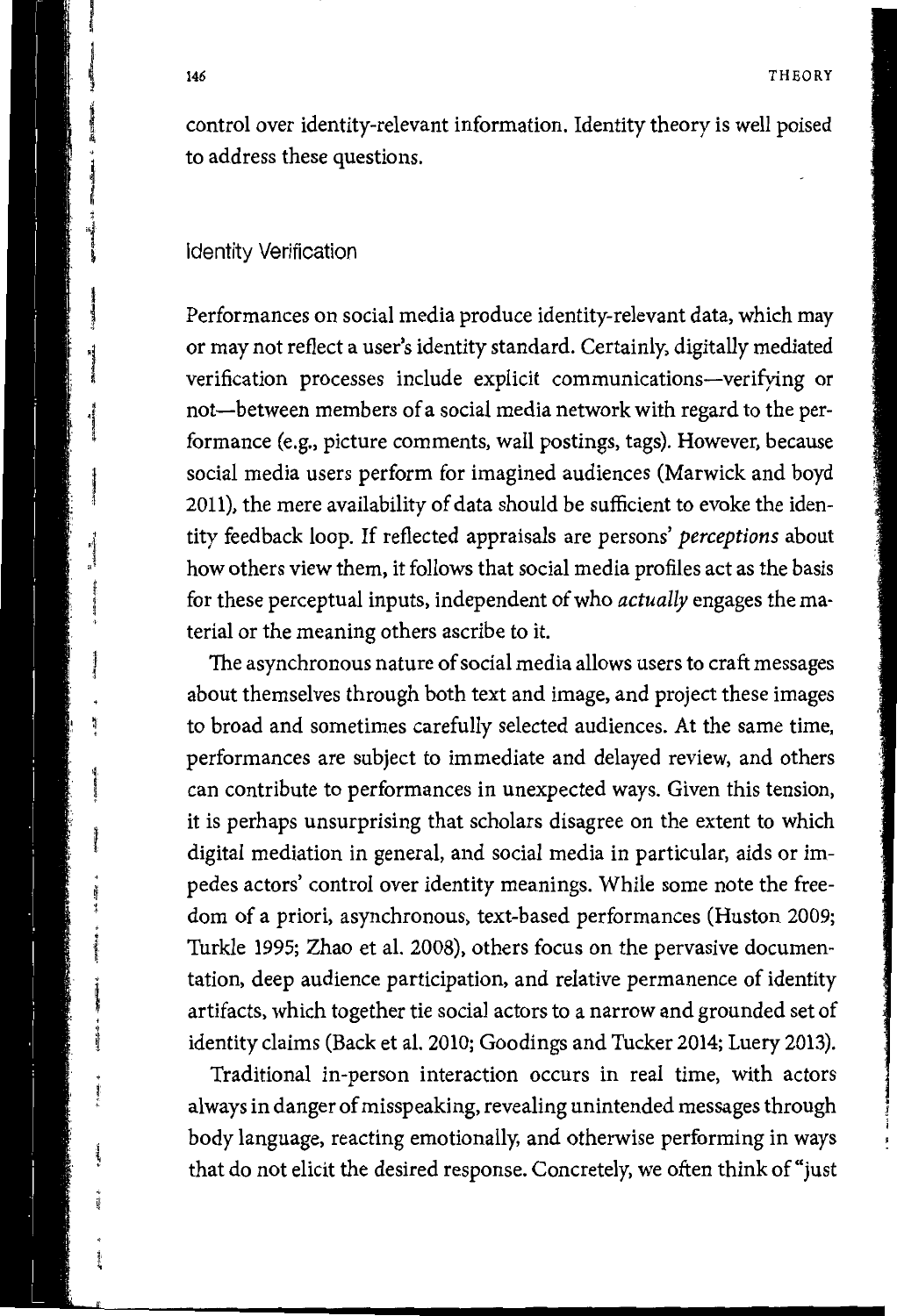control over identity-relevant information. Identity theory is well poised to address these questions.

## Identity Verification

Performances on social media produce identity-relevant data, which may or may not reflect a user's identity standard. Certainly, digitally mediated verification processes include explicit communications—verifying or not—between members of a social media network with regard to the performance (e.g., picture comments, wall postings, tags). However, because social media users perform for imagined audiences (Marwick and boyd 2011), the mere availability of data should be sufficient to evoke the identity feedback loop. If reflected appraisals are persons' *perceptions* about how others view them, it follows that social media profiles act as the basis for these perceptual inputs, independent of who *actually* engages the material or the meaning others ascribe to it.

The asynchronous nature of social media allows users to craft messages about themselves through both text and image, and project these images to broad and sometimes carefully selected audiences. At the same time, performances are subject to immediate and delayed review, and others can contribute to performances in unexpected ways. Given this tension, it is perhaps unsurprising that scholars disagree on the extent to which digital mediation in general, and social media in particular, aids or impedes actors' control over identity meanings. While some note the freedom of a priori, asynchronous, text-based performances (Huston 2009; Turkle 1995; Zhao et al. 2008), others focus on the pervasive documentation, deep audience participation, and relative permanence of identity artifacts, which together tie social actors to a narrow and grounded set of identity claims (Back et al. 2010; Goodings and Tucker 2014; Luery 2013).

Traditional in-person interaction occurs in real time, with actors always in danger of misspeaking, revealing unintended messages through body language, reacting emotionally, and otherwise performing in ways that do not elicit the desired response. Concretely, we often think of "just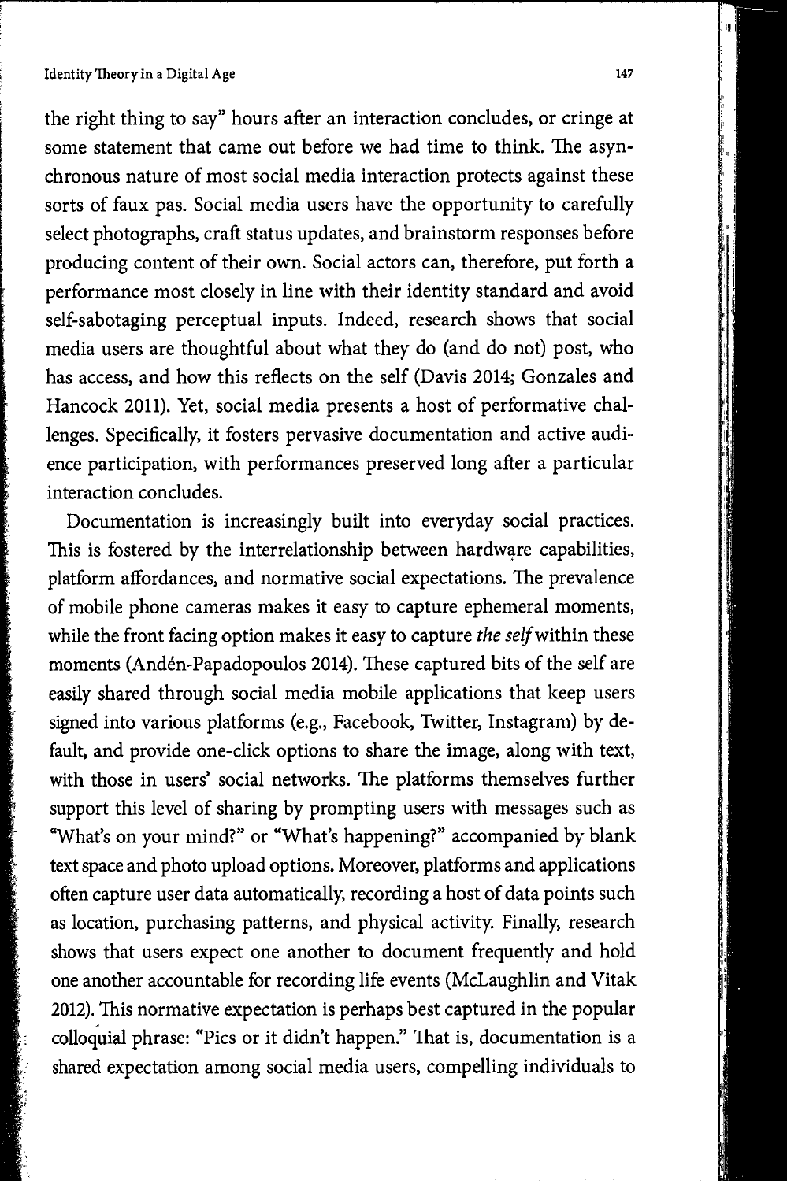the right thing to say" hours after an interaction concludes, or cringe at some statement that came out before we had time to think. The asynchronous nature of most social media interaction protects against these sorts of faux pas. Social media users have the opportunity to carefully select photographs, craft status updates, and brainstorm responses before producing content of their own. Social actors can, therefore, put forth a performance most closely in line with their identity standard and avoid self-sabotaging perceptual inputs. Indeed, research shows that social media users are thoughtful about what they do (and do not) post, who has access, and how this reflects on the self (Davis 2014; Gonzales and Hancock 2011). Yet, social media presents a host of performative challenges. Specifically, it fosters pervasive documentation and active audience participation, with performances preserved long after a particular interaction concludes.

Documentation is increasingly built into everyday social practices. This is fostered by the interrelationship between hardware capabilities, platform affordances, and normative social expectations. The prevalence of mobile phone cameras makes it easy to capture ephemeral moments, while the front facing option makes it easy to capture *the self* within these moments (Andén-Papadopoulos 2014). These captured bits of the self are easily shared through social media mobile applications that keep users signed into various platforms (e.g., Facebook, Twitter, Instagram) by default, and provide one-click options to share the image, along with text, with those in users' social networks. The platforms themselves further support this level of sharing by prompting users with messages such as "What's on your mind?" or "What's happening?" accompanied by blank text space and photo upload options. Moreover, platforms and applications often capture user data automatically, recording a host of data points such as location, purchasing patterns, and physical activity. Finally, research shows that users expect one another to document frequently and hold one another accountable for recording life events (McLaughlin and Vitak 2012). This normative expectation is perhaps best captured in the popular colloquial phrase: "Pics or it didn't happen." That is, documentation is a shared expectation among social media users, compelling individuals to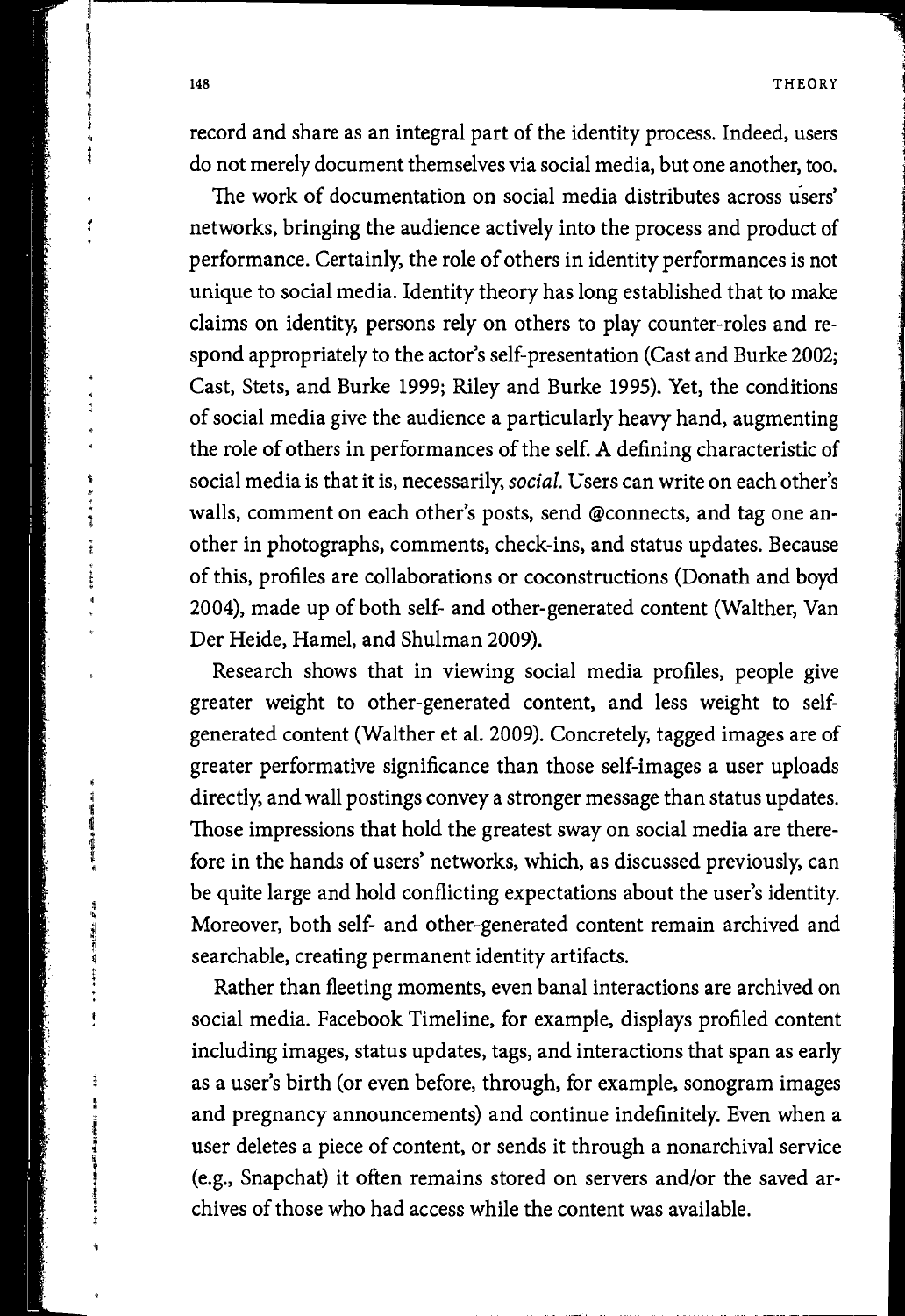record and share as an integral part of the identity process. Indeed, users do not merely document themselves via social media, but one another, too.

The work of documentation on social media distributes across users' networks, bringing the audience actively into the process and product of performance. Certainly, the role of others in identity performances is not unique to social media. Identity theory has long established that to make claims on identity, persons rely on others to play counter-roles and respond appropriately to the actor's self-presentation (Cast and Burke 2002; Cast, Stets, and Burke 1999; Riley and Burke 1995). Yet, the conditions of social media give the audience a particularly heavy hand, augmenting the role of others in performances of the self. A defining characteristic of social media is that it is, necessarily, *social*. Users can write on each other's walls, comment on each other's posts, send @connects, and tag one another in photographs, comments, check-ins, and status updates. Because of this, profiles are collaborations or coconstructions (Donath and boyd 2004), made up of both self- and other-generated content (Walther, Van Der Heide, Hamel, and Shulman 2009).

Research shows that in viewing social media profiles, people give greater weight to other-generated content, and less weight to self-generated content (Walther et al. 2009). Concretely, tagged images are of greater performative significance than those self-images a user uploads directly, and wall postings convey a stronger message than status updates. Those impressions that hold the greatest sway on social media are therefore in the hands of users' networks, which, as discussed previously, can be quite large and hold conflicting expectations about the user's identity. Moreover, both self- and other-generated content remain archived and searchable, creating permanent identity artifacts.

Rather than fleeting moments, even banal interactions are archived on social media. Facebook Timeline, for example, displays profiled content including images, status updates, tags, and interactions that span as early as a user's birth (or even before, through, for example, sonogram images and pregnancy announcements) and continue indefinitely. Even when a user deletes a piece of content, or sends it through a nonarchival service (e.g., Snapchat) it often remains stored on servers and/or the saved archives of those who had access while the content was available.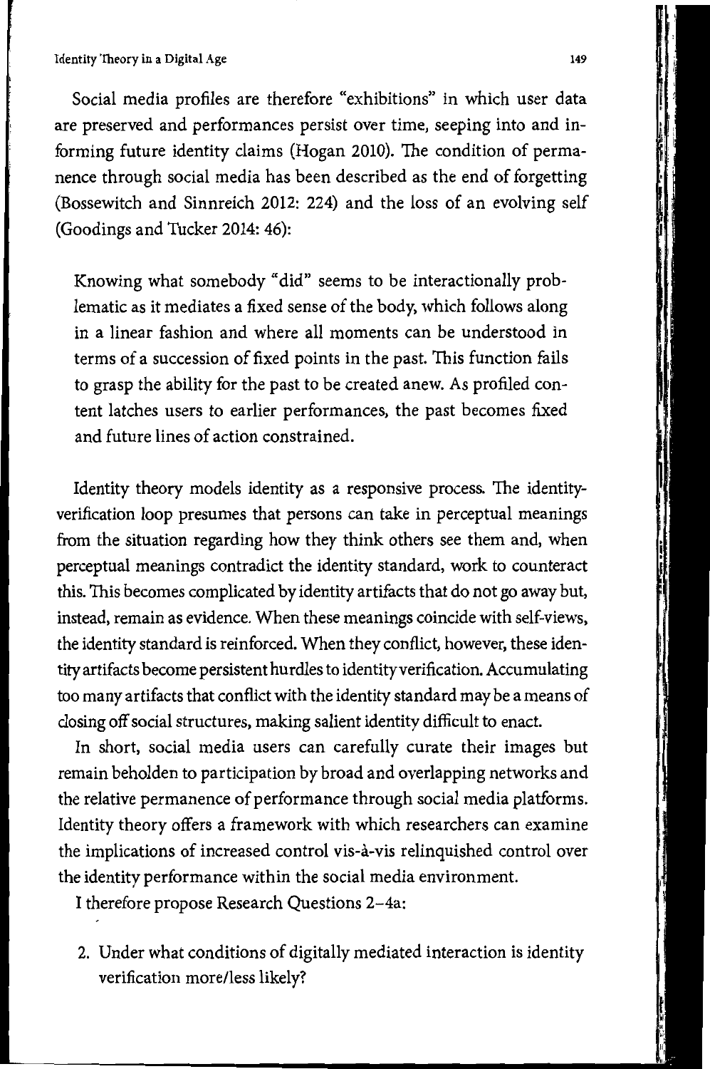Social media profiles are therefore "exhibitions" in which user data are preserved and performances persist over time, seeping into and informing future identity claims (Hogan 2010). The condition of permanence through social media has been described as the end of forgetting (Bossewitch and Sinnreich 2012: 224) and the loss of an evolving self (Goodings and Tucker 2014: 46):

> Knowing what somebody "did" seems to be interactionally problematic as it mediates a fixed sense of the body, which follows along in a linear fashion and where all moments can be understood in terms of a succession of fixed points in the past. This function fails to grasp the ability for the past to be created anew. As profiled content latches users to earlier performances, the past becomes fixed and future lines of action constrained.

Identity theory models identity as a responsive process. The identity-verification loop presumes that persons can take in perceptual meanings from the situation regarding how they think others see them and, when perceptual meanings contradict the identity standard, work to counteract this. This becomes complicated by identity artifacts that do not go away but, instead, remain as evidence. When these meanings coincide with self-views, the identity standard is reinforced. When they conflict, however, these identity artifacts become persistent hurdles to identity verification. Accumulating too many artifacts that conflict with the identity standard may be a means of closing off social structures, making salient identity difficult to enact.

In short, social media users can carefully curate their images but remain beholden to participation by broad and overlapping networks and the relative permanence of performance through social media platforms. Identity theory offers a framework with which researchers can examine the implications of increased control vis-à-vis relinquished control over the identity performance within the social media environment.

I therefore propose Research Questions 2–4a:

2. Under what conditions of digitally mediated interaction is identity verification more/less likely?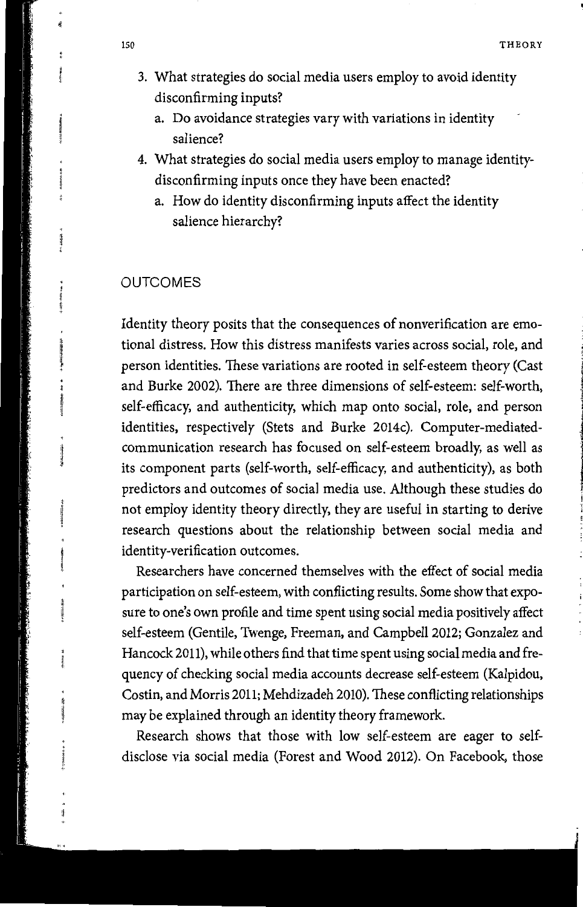3. What strategies do social media users employ to avoid identity disconfirming inputs?
   a. Do avoidance strategies vary with variations in identity salience?
4. What strategies do social media users employ to manage identity-disconfirming inputs once they have been enacted?
   a. How do identity disconfirming inputs affect the identity salience hierarchy?

## OUTCOMES

Identity theory posits that the consequences of nonverification are emotional distress. How this distress manifests varies across social, role, and person identities. These variations are rooted in self-esteem theory (Cast and Burke 2002). There are three dimensions of self-esteem: self-worth, self-efficacy, and authenticity, which map onto social, role, and person identities, respectively (Stets and Burke 2014c). Computer-mediated-communication research has focused on self-esteem broadly, as well as its component parts (self-worth, self-efficacy, and authenticity), as both predictors and outcomes of social media use. Although these studies do not employ identity theory directly, they are useful in starting to derive research questions about the relationship between social media and identity-verification outcomes.

Researchers have concerned themselves with the effect of social media participation on self-esteem, with conflicting results. Some show that exposure to one's own profile and time spent using social media positively affect self-esteem (Gentile, Twenge, Freeman, and Campbell 2012; Gonzalez and Hancock 2011), while others find that time spent using social media and frequency of checking social media accounts decrease self-esteem (Kalpidou, Costin, and Morris 2011; Mehdizadeh 2010). These conflicting relationships may be explained through an identity theory framework.

Research shows that those with low self-esteem are eager to self-disclose via social media (Forest and Wood 2012). On Facebook, those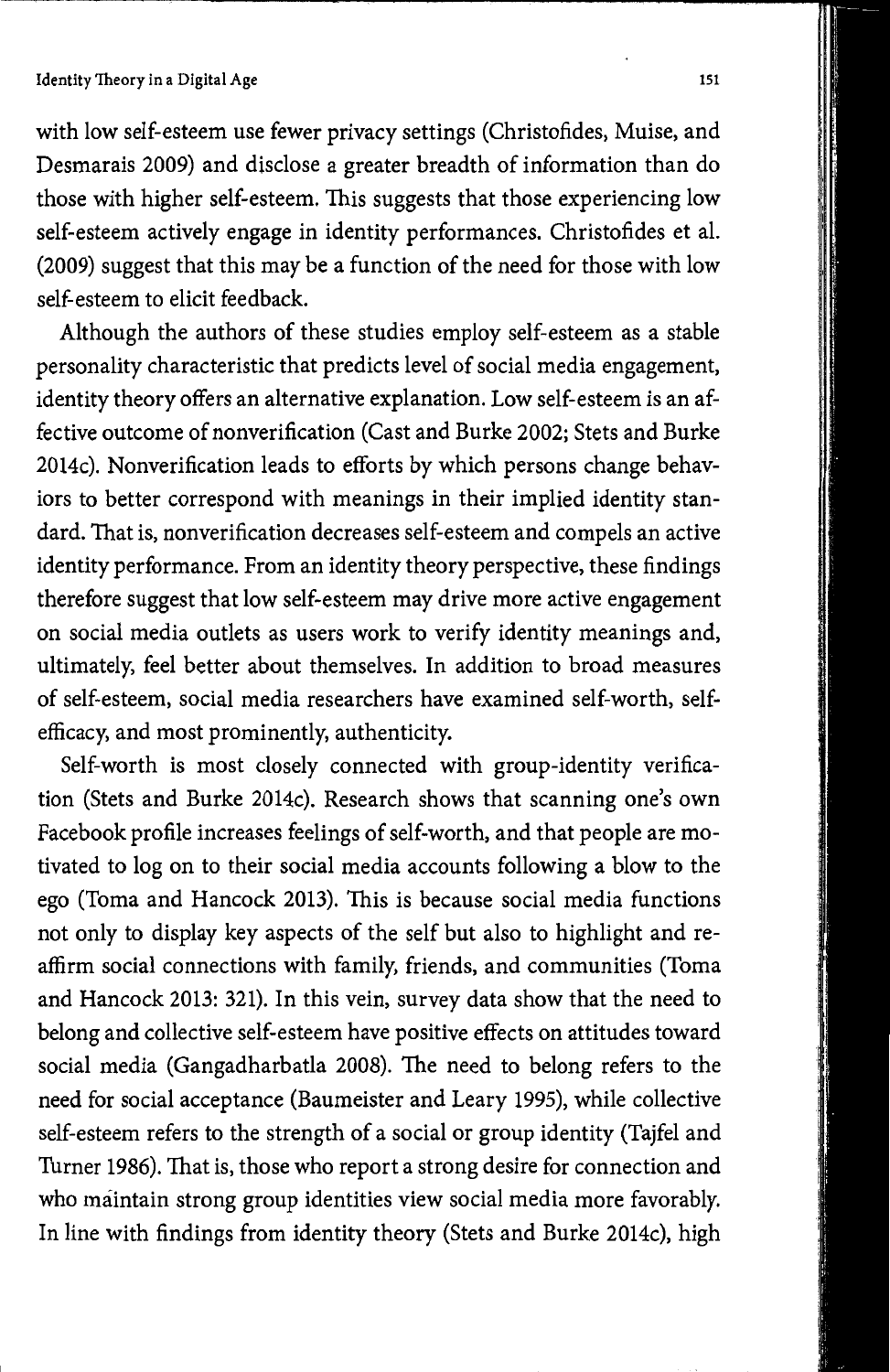with low self-esteem use fewer privacy settings (Christofides, Muise, and Desmarais 2009) and disclose a greater breadth of information than do those with higher self-esteem. This suggests that those experiencing low self-esteem actively engage in identity performances. Christofides et al. (2009) suggest that this may be a function of the need for those with low self-esteem to elicit feedback.

Although the authors of these studies employ self-esteem as a stable personality characteristic that predicts level of social media engagement, identity theory offers an alternative explanation. Low self-esteem is an affective outcome of nonverification (Cast and Burke 2002; Stets and Burke 2014c). Nonverification leads to efforts by which persons change behaviors to better correspond with meanings in their implied identity standard. That is, nonverification decreases self-esteem and compels an active identity performance. From an identity theory perspective, these findings therefore suggest that low self-esteem may drive more active engagement on social media outlets as users work to verify identity meanings and, ultimately, feel better about themselves. In addition to broad measures of self-esteem, social media researchers have examined self-worth, self-efficacy, and most prominently, authenticity.

Self-worth is most closely connected with group-identity verification (Stets and Burke 2014c). Research shows that scanning one's own Facebook profile increases feelings of self-worth, and that people are motivated to log on to their social media accounts following a blow to the ego (Toma and Hancock 2013). This is because social media functions not only to display key aspects of the self but also to highlight and reaffirm social connections with family, friends, and communities (Toma and Hancock 2013: 321). In this vein, survey data show that the need to belong and collective self-esteem have positive effects on attitudes toward social media (Gangadharbatla 2008). The need to belong refers to the need for social acceptance (Baumeister and Leary 1995), while collective self-esteem refers to the strength of a social or group identity (Tajfel and Turner 1986). That is, those who report a strong desire for connection and who maintain strong group identities view social media more favorably. In line with findings from identity theory (Stets and Burke 2014c), high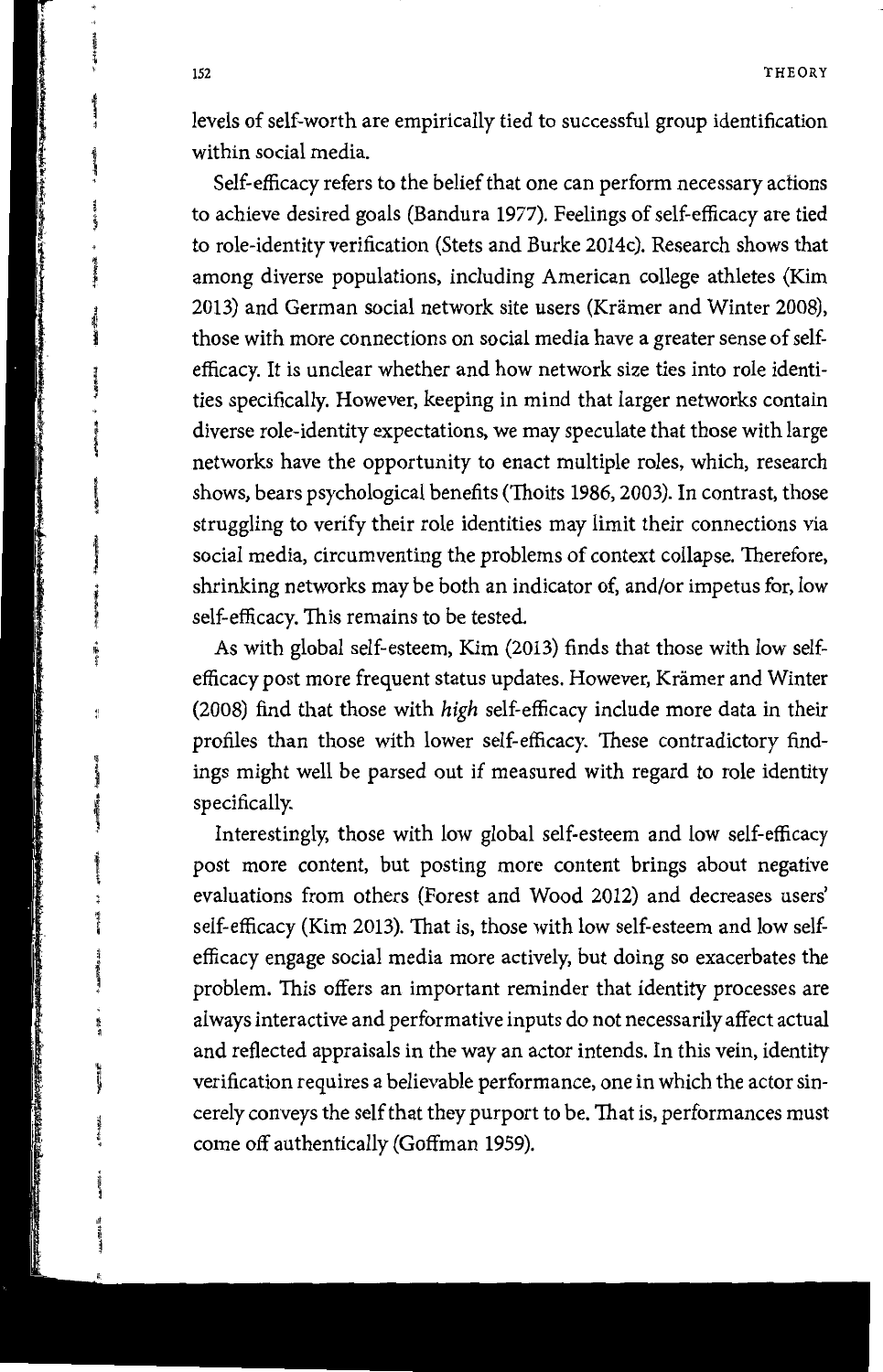levels of self-worth are empirically tied to successful group identification within social media.

Self-efficacy refers to the belief that one can perform necessary actions to achieve desired goals (Bandura 1977). Feelings of self-efficacy are tied to role-identity verification (Stets and Burke 2014c). Research shows that among diverse populations, including American college athletes (Kim 2013) and German social network site users (Krämer and Winter 2008), those with more connections on social media have a greater sense of self-efficacy. It is unclear whether and how network size ties into role identities specifically. However, keeping in mind that larger networks contain diverse role-identity expectations, we may speculate that those with large networks have the opportunity to enact multiple roles, which, research shows, bears psychological benefits (Thoits 1986, 2003). In contrast, those struggling to verify their role identities may limit their connections via social media, circumventing the problems of context collapse. Therefore, shrinking networks may be both an indicator of, and/or impetus for, low self-efficacy. This remains to be tested.

As with global self-esteem, Kim (2013) finds that those with low self-efficacy post more frequent status updates. However, Krämer and Winter (2008) find that those with *high* self-efficacy include more data in their profiles than those with lower self-efficacy. These contradictory findings might well be parsed out if measured with regard to role identity specifically.

Interestingly, those with low global self-esteem and low self-efficacy post more content, but posting more content brings about negative evaluations from others (Forest and Wood 2012) and decreases users' self-efficacy (Kim 2013). That is, those with low self-esteem and low self-efficacy engage social media more actively, but doing so exacerbates the problem. This offers an important reminder that identity processes are always interactive and performative inputs do not necessarily affect actual and reflected appraisals in the way an actor intends. In this vein, identity verification requires a believable performance, one in which the actor sincerely conveys the self that they purport to be. That is, performances must come off authentically (Goffman 1959).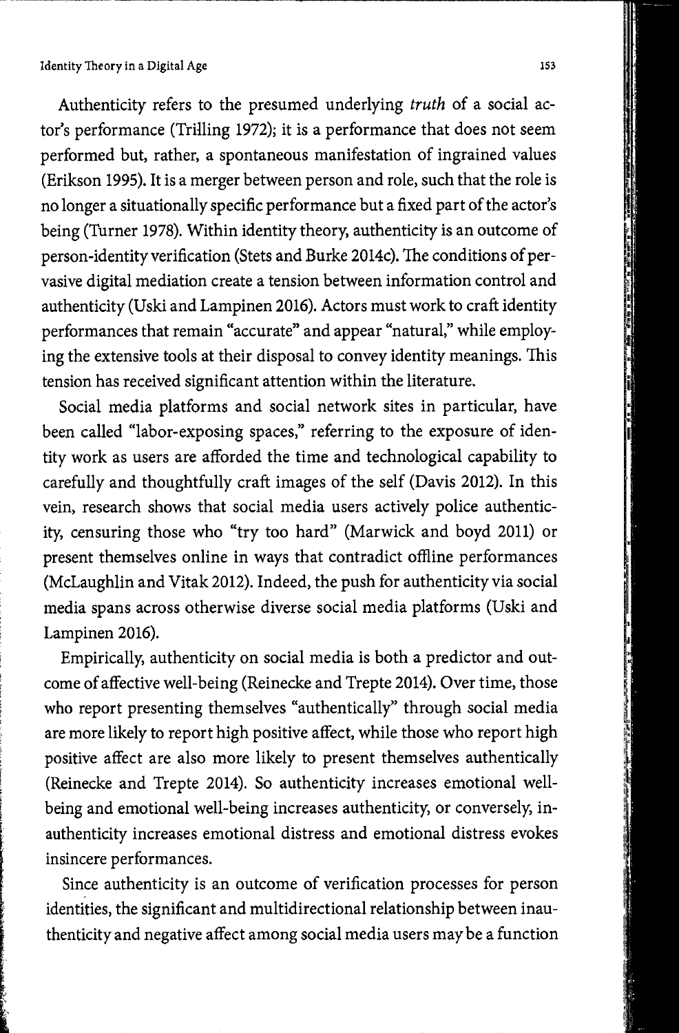Authenticity refers to the presumed underlying *truth* of a social actor's performance (Trilling 1972); it is a performance that does not seem performed but, rather, a spontaneous manifestation of ingrained values (Erikson 1995). It is a merger between person and role, such that the role is no longer a situationally specific performance but a fixed part of the actor's being (Turner 1978). Within identity theory, authenticity is an outcome of person-identity verification (Stets and Burke 2014c). The conditions of pervasive digital mediation create a tension between information control and authenticity (Uski and Lampinen 2016). Actors must work to craft identity performances that remain "accurate" and appear "natural," while employing the extensive tools at their disposal to convey identity meanings. This tension has received significant attention within the literature.

Social media platforms and social network sites in particular, have been called "labor-exposing spaces," referring to the exposure of identity work as users are afforded the time and technological capability to carefully and thoughtfully craft images of the self (Davis 2012). In this vein, research shows that social media users actively police authenticity, censuring those who "try too hard" (Marwick and boyd 2011) or present themselves online in ways that contradict offline performances (McLaughlin and Vitak 2012). Indeed, the push for authenticity via social media spans across otherwise diverse social media platforms (Uski and Lampinen 2016).

Empirically, authenticity on social media is both a predictor and outcome of affective well-being (Reinecke and Trepte 2014). Over time, those who report presenting themselves "authentically" through social media are more likely to report high positive affect, while those who report high positive affect are also more likely to present themselves authentically (Reinecke and Trepte 2014). So authenticity increases emotional well-being and emotional well-being increases authenticity, or conversely, inauthenticity increases emotional distress and emotional distress evokes insincere performances.

Since authenticity is an outcome of verification processes for person identities, the significant and multidirectional relationship between inauthenticity and negative affect among social media users may be a function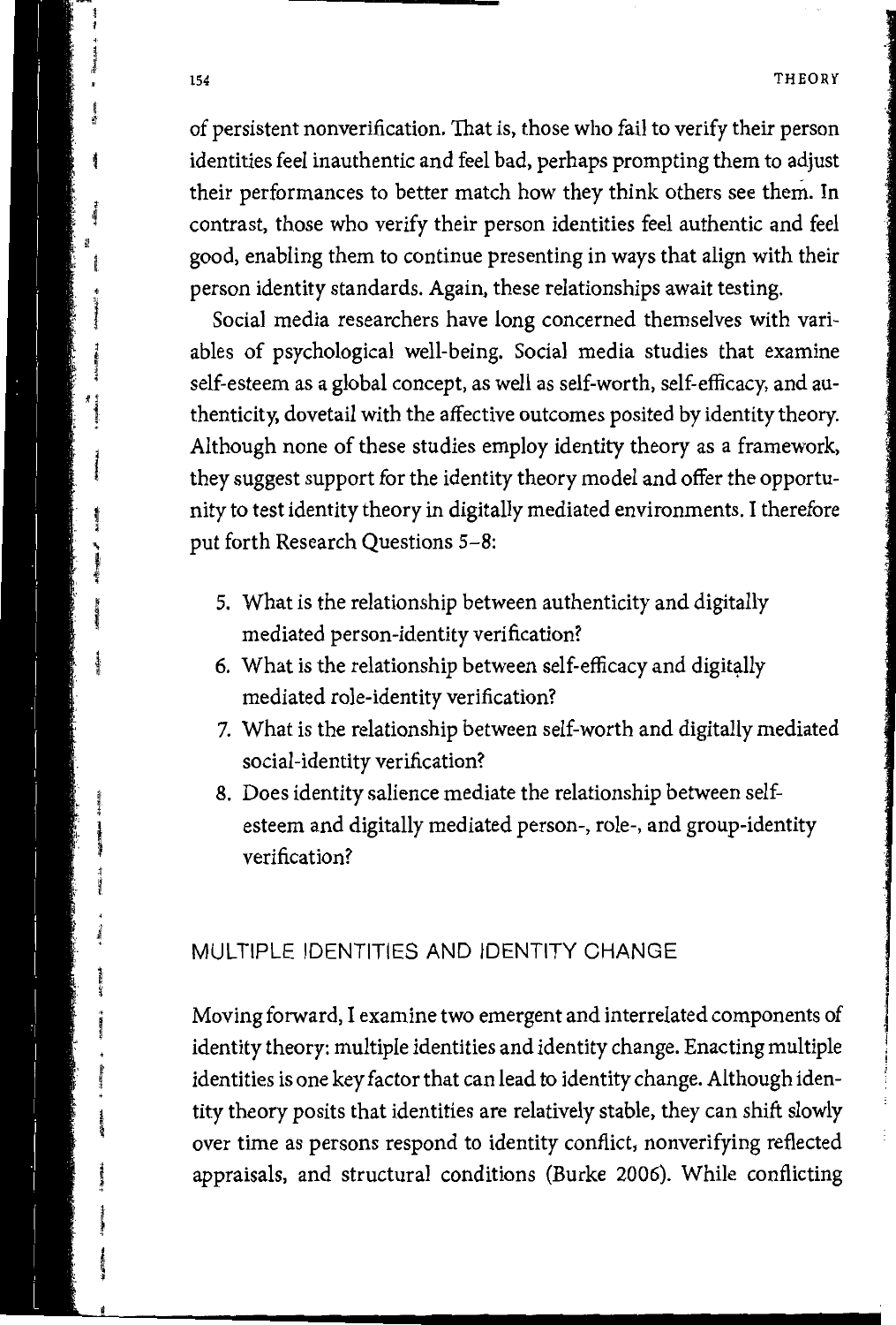of persistent nonverification. That is, those who fail to verify their person identities feel inauthentic and feel bad, perhaps prompting them to adjust their performances to better match how they think others see them. In contrast, those who verify their person identities feel authentic and feel good, enabling them to continue presenting in ways that align with their person identity standards. Again, these relationships await testing.

Social media researchers have long concerned themselves with variables of psychological well-being. Social media studies that examine self-esteem as a global concept, as well as self-worth, self-efficacy, and authenticity, dovetail with the affective outcomes posited by identity theory. Although none of these studies employ identity theory as a framework, they suggest support for the identity theory model and offer the opportunity to test identity theory in digitally mediated environments. I therefore put forth Research Questions 5–8:

5. What is the relationship between authenticity and digitally mediated person-identity verification?
6. What is the relationship between self-efficacy and digitally mediated role-identity verification?
7. What is the relationship between self-worth and digitally mediated social-identity verification?
8. Does identity salience mediate the relationship between self-esteem and digitally mediated person-, role-, and group-identity verification?

## MULTIPLE IDENTITIES AND IDENTITY CHANGE

Moving forward, I examine two emergent and interrelated components of identity theory: multiple identities and identity change. Enacting multiple identities is one key factor that can lead to identity change. Although identity theory posits that identities are relatively stable, they can shift slowly over time as persons respond to identity conflict, nonverifying reflected appraisals, and structural conditions (Burke 2006). While conflicting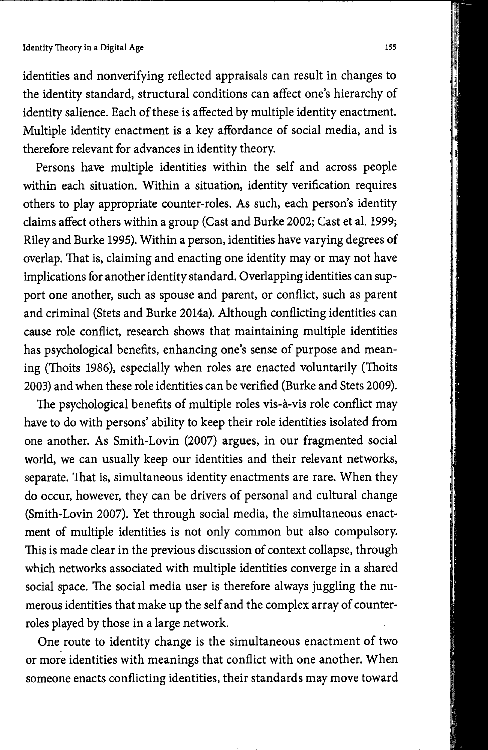identities and nonverifying reflected appraisals can result in changes to the identity standard, structural conditions can affect one's hierarchy of identity salience. Each of these is affected by multiple identity enactment. Multiple identity enactment is a key affordance of social media, and is therefore relevant for advances in identity theory.

Persons have multiple identities within the self and across people within each situation. Within a situation, identity verification requires others to play appropriate counter-roles. As such, each person's identity claims affect others within a group (Cast and Burke 2002; Cast et al. 1999; Riley and Burke 1995). Within a person, identities have varying degrees of overlap. That is, claiming and enacting one identity may or may not have implications for another identity standard. Overlapping identities can support one another, such as spouse and parent, or conflict, such as parent and criminal (Stets and Burke 2014a). Although conflicting identities can cause role conflict, research shows that maintaining multiple identities has psychological benefits, enhancing one's sense of purpose and meaning (Thoits 1986), especially when roles are enacted voluntarily (Thoits 2003) and when these role identities can be verified (Burke and Stets 2009).

The psychological benefits of multiple roles vis-à-vis role conflict may have to do with persons' ability to keep their role identities isolated from one another. As Smith-Lovin (2007) argues, in our fragmented social world, we can usually keep our identities and their relevant networks, separate. That is, simultaneous identity enactments are rare. When they do occur, however, they can be drivers of personal and cultural change (Smith-Lovin 2007). Yet through social media, the simultaneous enactment of multiple identities is not only common but also compulsory. This is made clear in the previous discussion of context collapse, through which networks associated with multiple identities converge in a shared social space. The social media user is therefore always juggling the numerous identities that make up the self and the complex array of counter-roles played by those in a large network.

One route to identity change is the simultaneous enactment of two or more identities with meanings that conflict with one another. When someone enacts conflicting identities, their standards may move toward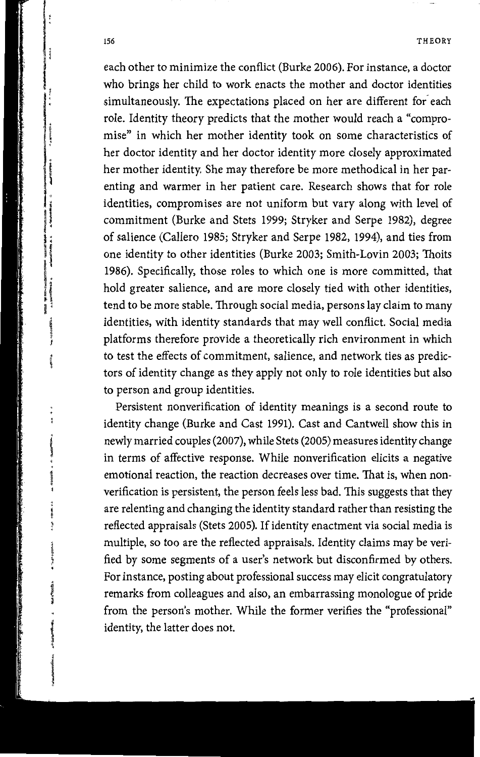each other to minimize the conflict (Burke 2006). For instance, a doctor who brings her child to work enacts the mother and doctor identities simultaneously. The expectations placed on her are different for each role. Identity theory predicts that the mother would reach a "compromise" in which her mother identity took on some characteristics of her doctor identity and her doctor identity more closely approximated her mother identity. She may therefore be more methodical in her parenting and warmer in her patient care. Research shows that for role identities, compromises are not uniform but vary along with level of commitment (Burke and Stets 1999; Stryker and Serpe 1982), degree of salience (Callero 1985; Stryker and Serpe 1982, 1994), and ties from one identity to other identities (Burke 2003; Smith-Lovin 2003; Thoits 1986). Specifically, those roles to which one is more committed, that hold greater salience, and are more closely tied with other identities, tend to be more stable. Through social media, persons lay claim to many identities, with identity standards that may well conflict. Social media platforms therefore provide a theoretically rich environment in which to test the effects of commitment, salience, and network ties as predictors of identity change as they apply not only to role identities but also to person and group identities.

Persistent nonverification of identity meanings is a second route to identity change (Burke and Cast 1991). Cast and Cantwell show this in newly married couples (2007), while Stets (2005) measures identity change in terms of affective response. While nonverification elicits a negative emotional reaction, the reaction decreases over time. That is, when nonverification is persistent, the person feels less bad. This suggests that they are relenting and changing the identity standard rather than resisting the reflected appraisals (Stets 2005). If identity enactment via social media is multiple, so too are the reflected appraisals. Identity claims may be verified by some segments of a user's network but disconfirmed by others. For instance, posting about professional success may elicit congratulatory remarks from colleagues and also, an embarrassing monologue of pride from the person's mother. While the former verifies the "professional" identity, the latter does not.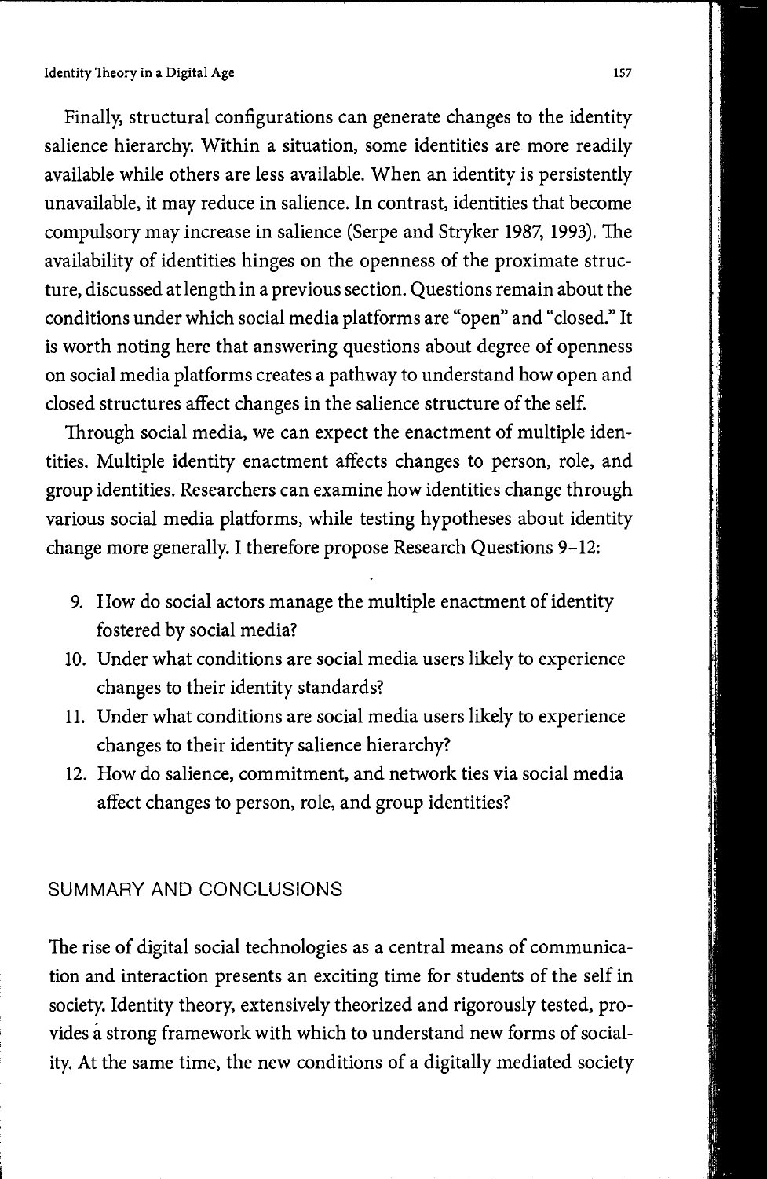Finally, structural configurations can generate changes to the identity salience hierarchy. Within a situation, some identities are more readily available while others are less available. When an identity is persistently unavailable, it may reduce in salience. In contrast, identities that become compulsory may increase in salience (Serpe and Stryker 1987, 1993). The availability of identities hinges on the openness of the proximate structure, discussed at length in a previous section. Questions remain about the conditions under which social media platforms are "open" and "closed." It is worth noting here that answering questions about degree of openness on social media platforms creates a pathway to understand how open and closed structures affect changes in the salience structure of the self.

Through social media, we can expect the enactment of multiple identities. Multiple identity enactment affects changes to person, role, and group identities. Researchers can examine how identities change through various social media platforms, while testing hypotheses about identity change more generally. I therefore propose Research Questions 9–12:

9. How do social actors manage the multiple enactment of identity fostered by social media?
10. Under what conditions are social media users likely to experience changes to their identity standards?
11. Under what conditions are social media users likely to experience changes to their identity salience hierarchy?
12. How do salience, commitment, and network ties via social media affect changes to person, role, and group identities?

## SUMMARY AND CONCLUSIONS

The rise of digital social technologies as a central means of communication and interaction presents an exciting time for students of the self in society. Identity theory, extensively theorized and rigorously tested, provides a strong framework with which to understand new forms of sociality. At the same time, the new conditions of a digitally mediated society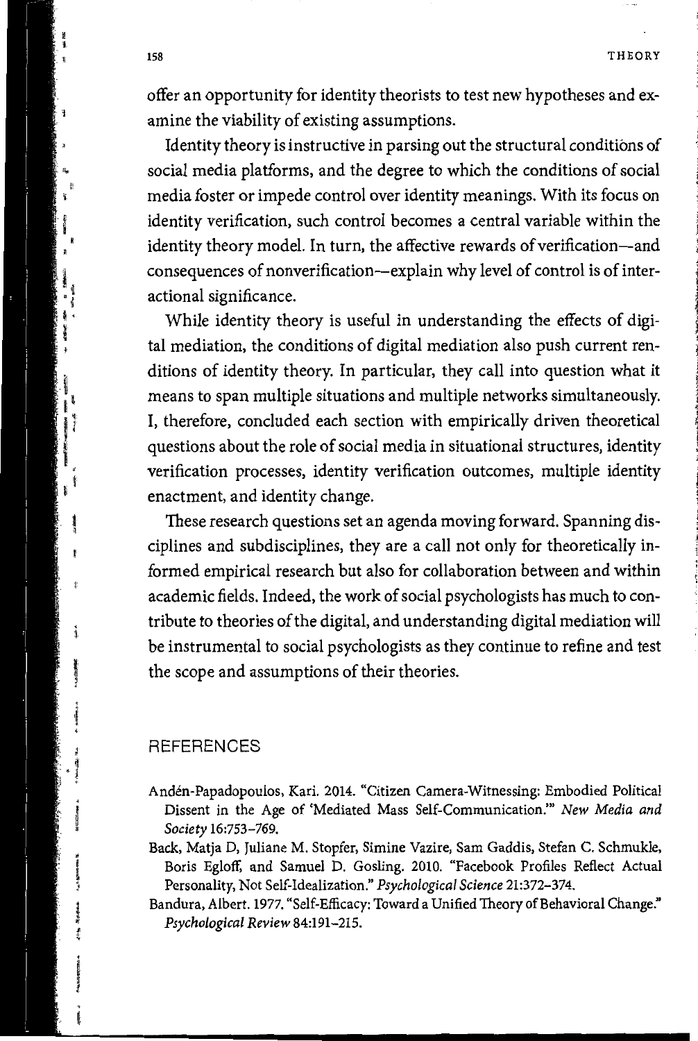offer an opportunity for identity theorists to test new hypotheses and examine the viability of existing assumptions.

Identity theory is instructive in parsing out the structural conditions of social media platforms, and the degree to which the conditions of social media foster or impede control over identity meanings. With its focus on identity verification, such control becomes a central variable within the identity theory model. In turn, the affective rewards of verification—and consequences of nonverification—explain why level of control is of interactional significance.

While identity theory is useful in understanding the effects of digital mediation, the conditions of digital mediation also push current renditions of identity theory. In particular, they call into question what it means to span multiple situations and multiple networks simultaneously. I, therefore, concluded each section with empirically driven theoretical questions about the role of social media in situational structures, identity verification processes, identity verification outcomes, multiple identity enactment, and identity change.

These research questions set an agenda moving forward. Spanning disciplines and subdisciplines, they are a call not only for theoretically informed empirical research but also for collaboration between and within academic fields. Indeed, the work of social psychologists has much to contribute to theories of the digital, and understanding digital mediation will be instrumental to social psychologists as they continue to refine and test the scope and assumptions of their theories.

## REFERENCES

Andén-Papadopoulos, Kari. 2014. "Citizen Camera-Witnessing: Embodied Political Dissent in the Age of 'Mediated Mass Self-Communication.'" *New Media and Society* 16:753–769.

Back, Matja D, Juliane M. Stopfer, Simine Vazire, Sam Gaddis, Stefan C. Schmukle, Boris Egloff, and Samuel D. Gosling. 2010. "Facebook Profiles Reflect Actual Personality, Not Self-Idealization." *Psychological Science* 21:372–374.

Bandura, Albert. 1977. "Self-Efficacy: Toward a Unified Theory of Behavioral Change." *Psychological Review* 84:191–215.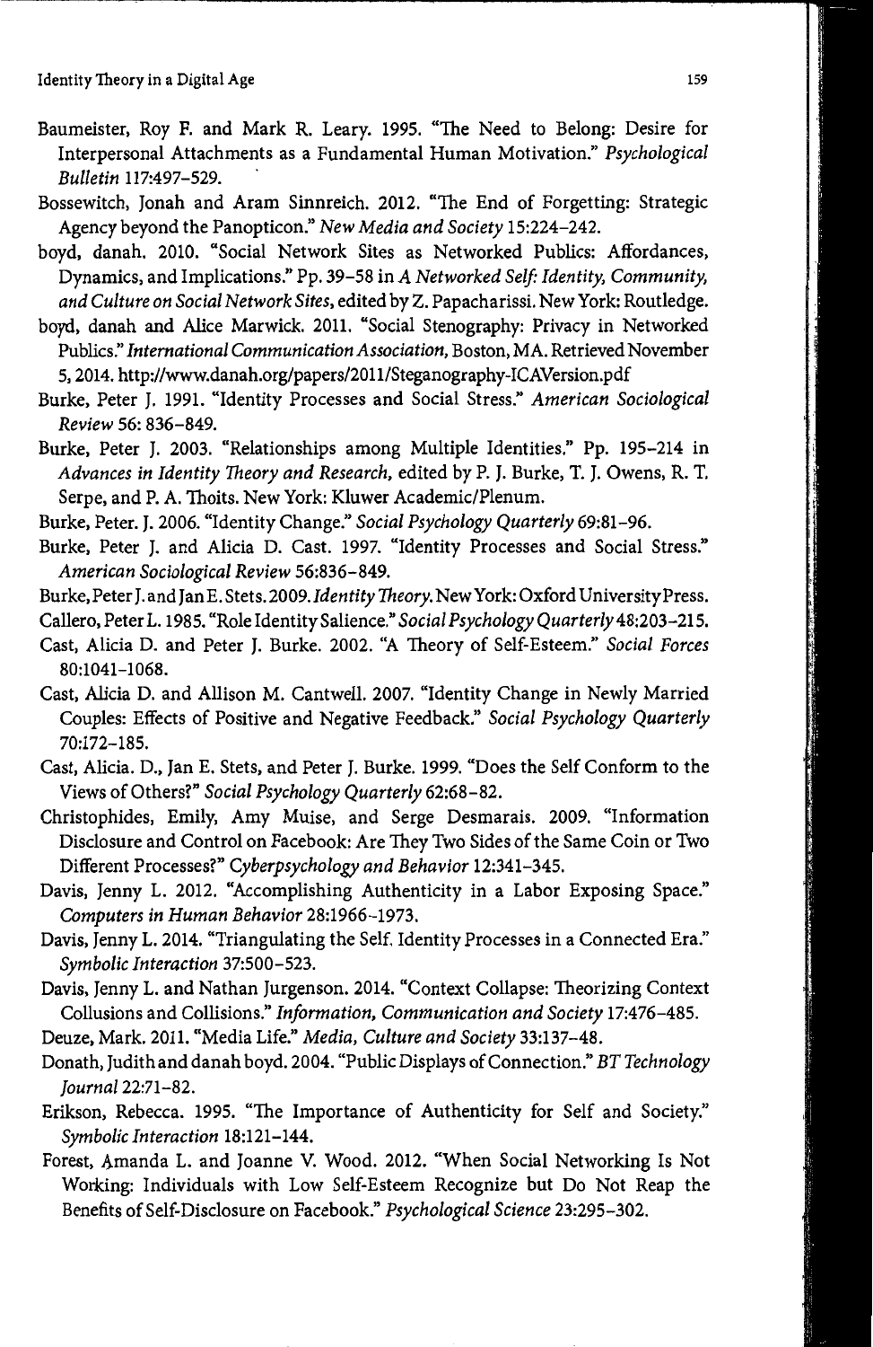Baumeister, Roy F. and Mark R. Leary. 1995. "The Need to Belong: Desire for Interpersonal Attachments as a Fundamental Human Motivation." *Psychological Bulletin* 117:497–529.

Bossewitch, Jonah and Aram Sinnreich. 2012. "The End of Forgetting: Strategic Agency beyond the Panopticon." *New Media and Society* 15:224–242.

boyd, danah. 2010. "Social Network Sites as Networked Publics: Affordances, Dynamics, and Implications." Pp. 39–58 in *A Networked Self: Identity, Community, and Culture on Social Network Sites*, edited by Z. Papacharissi. New York: Routledge.

boyd, danah and Alice Marwick. 2011. "Social Stenography: Privacy in Networked Publics." *International Communication Association*, Boston, MA. Retrieved November 5, 2014. http://www.danah.org/papers/2011/Steganography-ICAVersion.pdf

Burke, Peter J. 1991. "Identity Processes and Social Stress." *American Sociological Review* 56: 836–849.

Burke, Peter J. 2003. "Relationships among Multiple Identities." Pp. 195–214 in *Advances in Identity Theory and Research*, edited by P. J. Burke, T. J. Owens, R. T. Serpe, and P. A. Thoits. New York: Kluwer Academic/Plenum.

Burke, Peter. J. 2006. "Identity Change." *Social Psychology Quarterly* 69:81–96.

Burke, Peter J. and Alicia D. Cast. 1997. "Identity Processes and Social Stress." *American Sociological Review* 56:836–849.

Burke, Peter J. and Jan E. Stets. 2009. *Identity Theory*. New York: Oxford University Press.

Callero, Peter L. 1985. "Role Identity Salience." *Social Psychology Quarterly* 48:203–215.

Cast, Alicia D. and Peter J. Burke. 2002. "A Theory of Self-Esteem." *Social Forces* 80:1041–1068.

Cast, Alicia D. and Allison M. Cantwell. 2007. "Identity Change in Newly Married Couples: Effects of Positive and Negative Feedback." *Social Psychology Quarterly* 70:172–185.

Cast, Alicia. D., Jan E. Stets, and Peter J. Burke. 1999. "Does the Self Conform to the Views of Others?" *Social Psychology Quarterly* 62:68–82.

Christophides, Emily, Amy Muise, and Serge Desmarais. 2009. "Information Disclosure and Control on Facebook: Are They Two Sides of the Same Coin or Two Different Processes?" *Cyberpsychology and Behavior* 12:341–345.

Davis, Jenny L. 2012. "Accomplishing Authenticity in a Labor Exposing Space." *Computers in Human Behavior* 28:1966–1973.

Davis, Jenny L. 2014. "Triangulating the Self. Identity Processes in a Connected Era." *Symbolic Interaction* 37:500–523.

Davis, Jenny L. and Nathan Jurgenson. 2014. "Context Collapse: Theorizing Context Collusions and Collisions." *Information, Communication and Society* 17:476–485.

Deuze, Mark. 2011. "Media Life." *Media, Culture and Society* 33:137–48.

Donath, Judith and danah boyd. 2004. "Public Displays of Connection." *BT Technology Journal* 22:71–82.

Erikson, Rebecca. 1995. "The Importance of Authenticity for Self and Society." *Symbolic Interaction* 18:121–144.

Forest, Amanda L. and Joanne V. Wood. 2012. "When Social Networking Is Not Working: Individuals with Low Self-Esteem Recognize but Do Not Reap the Benefits of Self-Disclosure on Facebook." *Psychological Science* 23:295–302.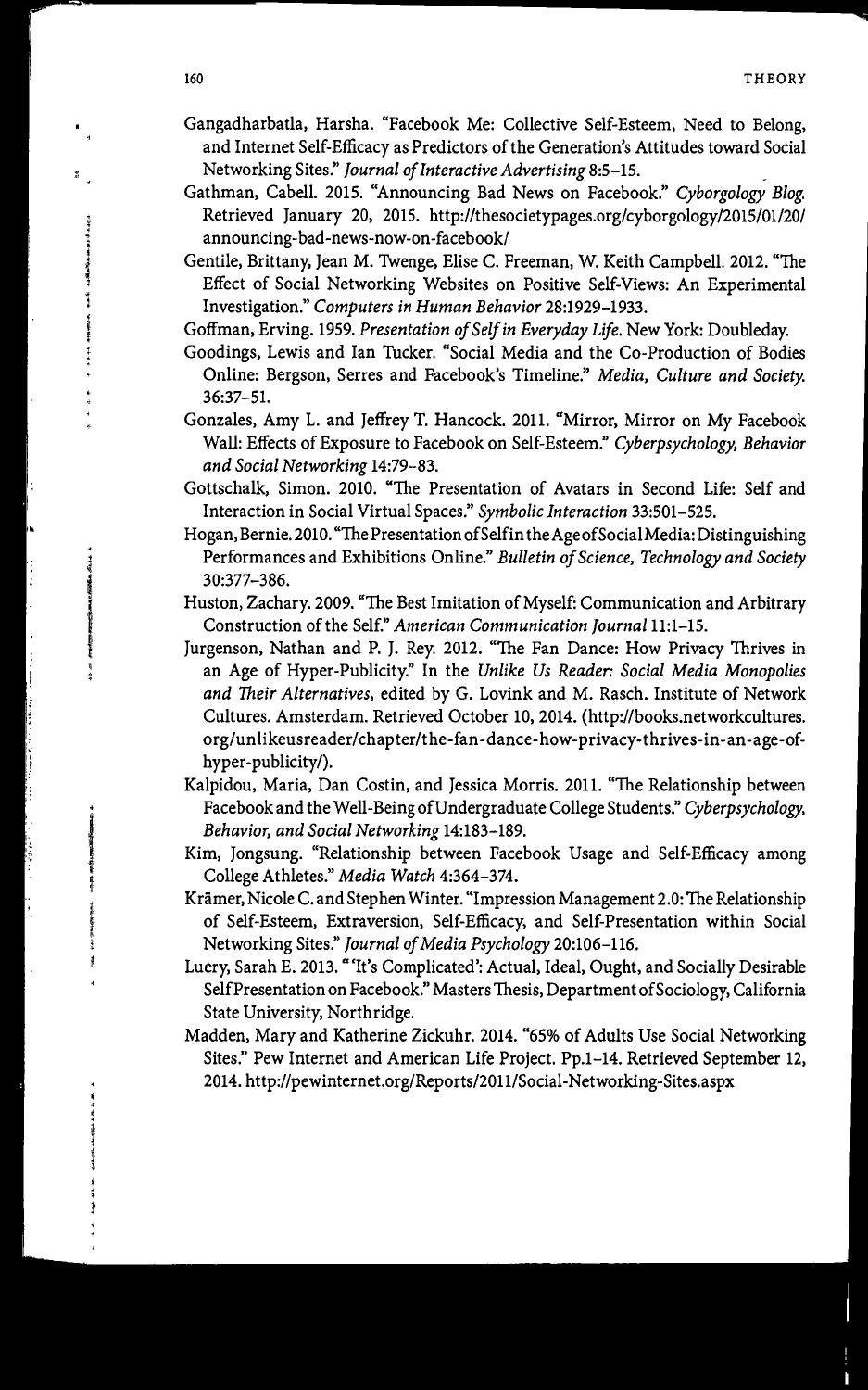Gangadharbatla, Harsha. "Facebook Me: Collective Self-Esteem, Need to Belong, and Internet Self-Efficacy as Predictors of the Generation's Attitudes toward Social Networking Sites." *Journal of Interactive Advertising* 8:5–15.

Gathman, Cabell. 2015. "Announcing Bad News on Facebook." *Cyborgology Blog.* Retrieved January 20, 2015. http://thesocietypages.org/cyborgology/2015/01/20/announcing-bad-news-now-on-facebook/

Gentile, Brittany, Jean M. Twenge, Elise C. Freeman, W. Keith Campbell. 2012. "The Effect of Social Networking Websites on Positive Self-Views: An Experimental Investigation." *Computers in Human Behavior* 28:1929–1933.

Goffman, Erving. 1959. *Presentation of Self in Everyday Life.* New York: Doubleday.

Goodings, Lewis and Ian Tucker. "Social Media and the Co-Production of Bodies Online: Bergson, Serres and Facebook's Timeline." *Media, Culture and Society.* 36:37–51.

Gonzales, Amy L. and Jeffrey T. Hancock. 2011. "Mirror, Mirror on My Facebook Wall: Effects of Exposure to Facebook on Self-Esteem." *Cyberpsychology, Behavior and Social Networking* 14:79–83.

Gottschalk, Simon. 2010. "The Presentation of Avatars in Second Life: Self and Interaction in Social Virtual Spaces." *Symbolic Interaction* 33:501–525.

Hogan, Bernie. 2010. "The Presentation of Self in the Age of Social Media: Distinguishing Performances and Exhibitions Online." *Bulletin of Science, Technology and Society* 30:377–386.

Huston, Zachary. 2009. "The Best Imitation of Myself: Communication and Arbitrary Construction of the Self." *American Communication Journal* 11:1–15.

Jurgenson, Nathan and P. J. Rey. 2012. "The Fan Dance: How Privacy Thrives in an Age of Hyper-Publicity." In the *Unlike Us Reader: Social Media Monopolies and Their Alternatives*, edited by G. Lovink and M. Rasch. Institute of Network Cultures. Amsterdam. Retrieved October 10, 2014. (http://books.networkcultures.org/unlikeusreader/chapter/the-fan-dance-how-privacy-thrives-in-an-age-of-hyper-publicity/).

Kalpidou, Maria, Dan Costin, and Jessica Morris. 2011. "The Relationship between Facebook and the Well-Being of Undergraduate College Students." *Cyberpsychology, Behavior, and Social Networking* 14:183–189.

Kim, Jongsung. "Relationship between Facebook Usage and Self-Efficacy among College Athletes." *Media Watch* 4:364–374.

Krämer, Nicole C. and Stephen Winter. "Impression Management 2.0: The Relationship of Self-Esteem, Extraversion, Self-Efficacy, and Self-Presentation within Social Networking Sites." *Journal of Media Psychology* 20:106–116.

Luery, Sarah E. 2013. "'It's Complicated': Actual, Ideal, Ought, and Socially Desirable Self Presentation on Facebook." Masters Thesis, Department of Sociology, California State University, Northridge.

Madden, Mary and Katherine Zickuhr. 2014. "65% of Adults Use Social Networking Sites." Pew Internet and American Life Project. Pp.1–14. Retrieved September 12, 2014. http://pewinternet.org/Reports/2011/Social-Networking-Sites.aspx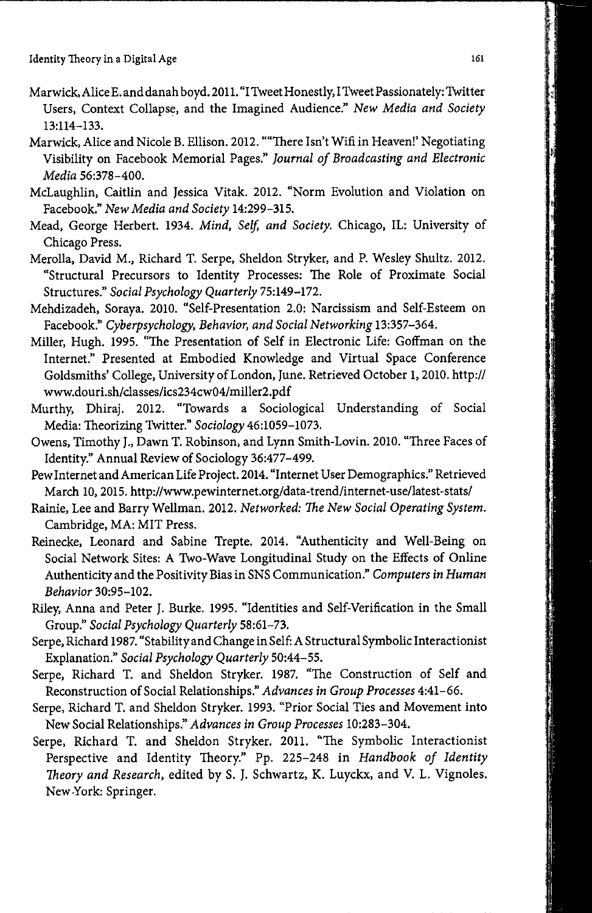Marwick, Alice E. and danah boyd. 2011. "I Tweet Honestly, I Tweet Passionately: Twitter Users, Context Collapse, and the Imagined Audience." *New Media and Society* 13:114–133.

Marwick, Alice and Nicole B. Ellison. 2012. ""There Isn't Wifi in Heaven!' Negotiating Visibility on Facebook Memorial Pages." *Journal of Broadcasting and Electronic Media* 56:378–400.

McLaughlin, Caitlin and Jessica Vitak. 2012. "Norm Evolution and Violation on Facebook." *New Media and Society* 14:299–315.

Mead, George Herbert. 1934. *Mind, Self, and Society.* Chicago, IL: University of Chicago Press.

Merolla, David M., Richard T. Serpe, Sheldon Stryker, and P. Wesley Shultz. 2012. "Structural Precursors to Identity Processes: The Role of Proximate Social Structures." *Social Psychology Quarterly* 75:149–172.

Mehdizadeh, Soraya. 2010. "Self-Presentation 2.0: Narcissism and Self-Esteem on Facebook." *Cyberpsychology, Behavior, and Social Networking* 13:357–364.

Miller, Hugh. 1995. "The Presentation of Self in Electronic Life: Goffman on the Internet." Presented at Embodied Knowledge and Virtual Space Conference Goldsmiths' College, University of London, June. Retrieved October 1, 2010. http://www.douri.sh/classes/ics234cw04/miller2.pdf

Murthy, Dhiraj. 2012. "Towards a Sociological Understanding of Social Media: Theorizing Twitter." *Sociology* 46:1059–1073.

Owens, Timothy J., Dawn T. Robinson, and Lynn Smith-Lovin. 2010. "Three Faces of Identity." Annual Review of Sociology 36:477–499.

Pew Internet and American Life Project. 2014. "Internet User Demographics." Retrieved March 10, 2015. http://www.pewinternet.org/data-trend/internet-use/latest-stats/

Rainie, Lee and Barry Wellman. 2012. *Networked: The New Social Operating System.* Cambridge, MA: MIT Press.

Reinecke, Leonard and Sabine Trepte. 2014. "Authenticity and Well-Being on Social Network Sites: A Two-Wave Longitudinal Study on the Effects of Online Authenticity and the Positivity Bias in SNS Communication." *Computers in Human Behavior* 30:95–102.

Riley, Anna and Peter J. Burke. 1995. "Identities and Self-Verification in the Small Group." *Social Psychology Quarterly* 58:61–73.

Serpe, Richard 1987. "Stability and Change in Self: A Structural Symbolic Interactionist Explanation." *Social Psychology Quarterly* 50:44–55.

Serpe, Richard T. and Sheldon Stryker. 1987. "The Construction of Self and Reconstruction of Social Relationships." *Advances in Group Processes* 4:41–66.

Serpe, Richard T. and Sheldon Stryker. 1993. "Prior Social Ties and Movement into New Social Relationships." *Advances in Group Processes* 10:283–304.

Serpe, Richard T. and Sheldon Stryker. 2011. "The Symbolic Interactionist Perspective and Identity Theory." Pp. 225–248 in *Handbook of Identity Theory and Research*, edited by S. J. Schwartz, K. Luyckx, and V. L. Vignoles. New-York: Springer.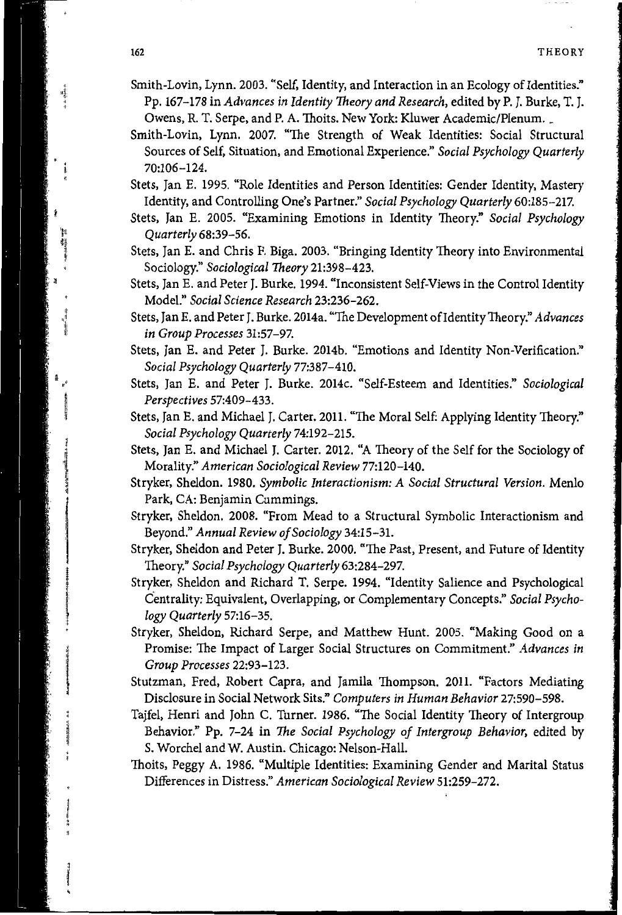Smith-Lovin, Lynn. 2003. "Self, Identity, and Interaction in an Ecology of Identities." Pp. 167–178 in *Advances in Identity Theory and Research*, edited by P. J. Burke, T. J. Owens, R. T. Serpe, and P. A. Thoits. New York: Kluwer Academic/Plenum.

Smith-Lovin, Lynn. 2007. "The Strength of Weak Identities: Social Structural Sources of Self, Situation, and Emotional Experience." *Social Psychology Quarterly* 70:106–124.

Stets, Jan E. 1995. "Role Identities and Person Identities: Gender Identity, Mastery Identity, and Controlling One's Partner." *Social Psychology Quarterly* 60:185–217.

Stets, Jan E. 2005. "Examining Emotions in Identity Theory." *Social Psychology Quarterly* 68:39–56.

Stets, Jan E. and Chris F. Biga. 2003. "Bringing Identity Theory into Environmental Sociology." *Sociological Theory* 21:398–423.

Stets, Jan E. and Peter J. Burke. 1994. "Inconsistent Self-Views in the Control Identity Model." *Social Science Research* 23:236–262.

Stets, Jan E. and Peter J. Burke. 2014a. "The Development of Identity Theory." *Advances in Group Processes* 31:57–97.

Stets, Jan E. and Peter J. Burke. 2014b. "Emotions and Identity Non-Verification." *Social Psychology Quarterly* 77:387–410.

Stets, Jan E. and Peter J. Burke. 2014c. "Self-Esteem and Identities." *Sociological Perspectives* 57:409–433.

Stets, Jan E. and Michael J. Carter. 2011. "The Moral Self: Applying Identity Theory." *Social Psychology Quarterly* 74:192–215.

Stets, Jan E. and Michael J. Carter. 2012. "A Theory of the Self for the Sociology of Morality." *American Sociological Review* 77:120–140.

Stryker, Sheldon. 1980. *Symbolic Interactionism: A Social Structural Version*. Menlo Park, CA: Benjamin Cummings.

Stryker, Sheldon. 2008. "From Mead to a Structural Symbolic Interactionism and Beyond." *Annual Review of Sociology* 34:15–31.

Stryker, Sheldon and Peter J. Burke. 2000. "The Past, Present, and Future of Identity Theory." *Social Psychology Quarterly* 63:284–297.

Stryker, Sheldon and Richard T. Serpe. 1994. "Identity Salience and Psychological Centrality: Equivalent, Overlapping, or Complementary Concepts." *Social Psychology Quarterly* 57:16–35.

Stryker, Sheldon, Richard Serpe, and Matthew Hunt. 2005. "Making Good on a Promise: The Impact of Larger Social Structures on Commitment." *Advances in Group Processes* 22:93–123.

Stutzman, Fred, Robert Capra, and Jamila Thompson. 2011. "Factors Mediating Disclosure in Social Network Sits." *Computers in Human Behavior* 27:590–598.

Tajfel, Henri and John C. Turner. 1986. "The Social Identity Theory of Intergroup Behavior." Pp. 7–24 in *The Social Psychology of Intergroup Behavior*, edited by S. Worchel and W. Austin. Chicago: Nelson-Hall.

Thoits, Peggy A. 1986. "Multiple Identities: Examining Gender and Marital Status Differences in Distress." *American Sociological Review* 51:259–272.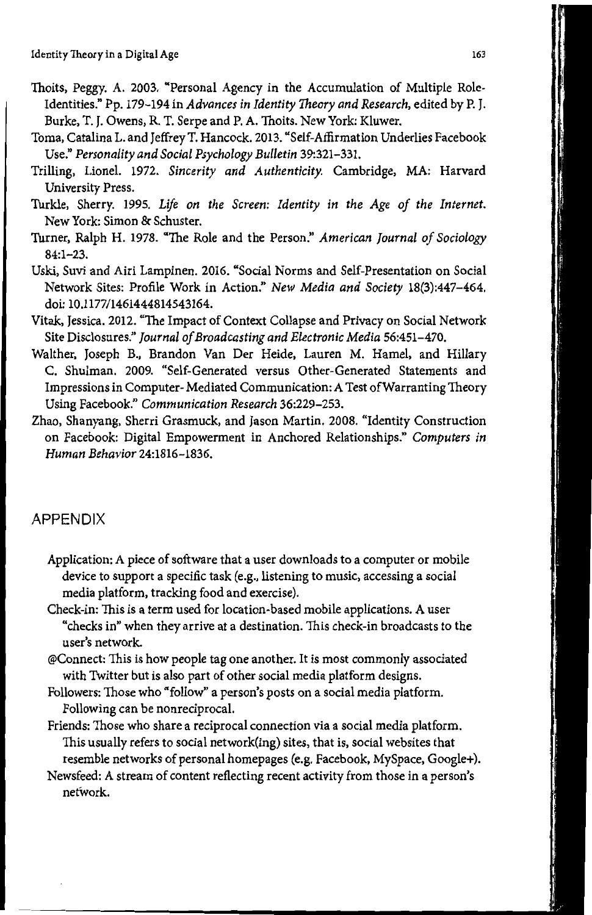Thoits, Peggy. A. 2003. "Personal Agency in the Accumulation of Multiple Role-Identities." Pp. 179–194 in *Advances in Identity Theory and Research*, edited by P. J. Burke, T. J. Owens, R. T. Serpe and P. A. Thoits. New York: Kluwer.

Toma, Catalina L. and Jeffrey T. Hancock. 2013. "Self-Affirmation Underlies Facebook Use." *Personality and Social Psychology Bulletin* 39:321–331.

Trilling, Lionel. 1972. *Sincerity and Authenticity.* Cambridge, MA: Harvard University Press.

Turkle, Sherry. 1995. *Life on the Screen: Identity in the Age of the Internet.* New York: Simon & Schuster.

Turner, Ralph H. 1978. "The Role and the Person." *American Journal of Sociology* 84:1–23.

Uski, Suvi and Airi Lampinen. 2016. "Social Norms and Self-Presentation on Social Network Sites: Profile Work in Action." *New Media and Society* 18(3):447–464. doi: 10.1177/1461444814543164.

Vitak, Jessica. 2012. "The Impact of Context Collapse and Privacy on Social Network Site Disclosures." *Journal of Broadcasting and Electronic Media* 56:451–470.

Walther, Joseph B., Brandon Van Der Heide, Lauren M. Hamel, and Hillary C. Shulman. 2009. "Self-Generated versus Other-Generated Statements and Impressions in Computer-Mediated Communication: A Test of Warranting Theory Using Facebook." *Communication Research* 36:229–253.

Zhao, Shanyang, Sherri Grasmuck, and Jason Martin. 2008. "Identity Construction on Facebook: Digital Empowerment in Anchored Relationships." *Computers in Human Behavior* 24:1816–1836.

## APPENDIX

Application: A piece of software that a user downloads to a computer or mobile device to support a specific task (e.g., listening to music, accessing a social media platform, tracking food and exercise).

Check-in: This is a term used for location-based mobile applications. A user "checks in" when they arrive at a destination. This check-in broadcasts to the user's network.

@Connect: This is how people tag one another. It is most commonly associated with Twitter but is also part of other social media platform designs.

Followers: Those who "follow" a person's posts on a social media platform. Following can be nonreciprocal.

Friends: Those who share a reciprocal connection via a social media platform. This usually refers to social network(ing) sites, that is, social websites that resemble networks of personal homepages (e.g. Facebook, MySpace, Google+).

Newsfeed: A stream of content reflecting recent activity from those in a person's network.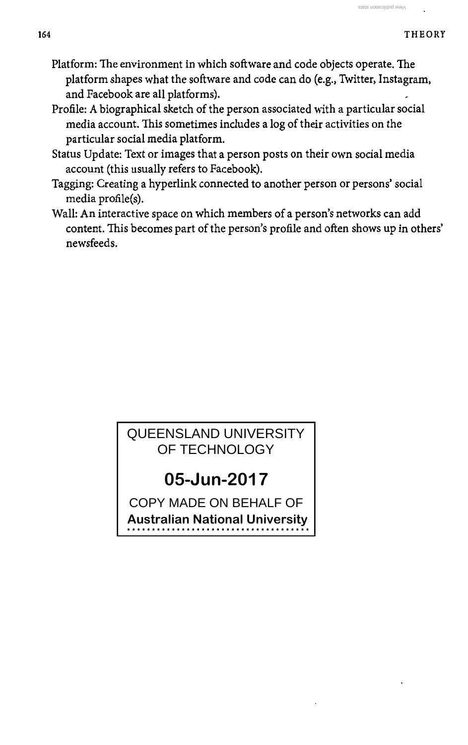Platform: The environment in which software and code objects operate. The platform shapes what the software and code can do (e.g., Twitter, Instagram, and Facebook are all platforms).

Profile: A biographical sketch of the person associated with a particular social media account. This sometimes includes a log of their activities on the particular social media platform.

Status Update: Text or images that a person posts on their own social media account (this usually refers to Facebook).

Tagging: Creating a hyperlink connected to another person or persons' social media profile(s).

Wall: An interactive space on which members of a person's networks can add content. This becomes part of the person's profile and often shows up in others' newsfeeds.

QUEENSLAND UNIVERSITY OF TECHNOLOGY

**05-Jun-2017**

COPY MADE ON BEHALF OF

**Australian National University**